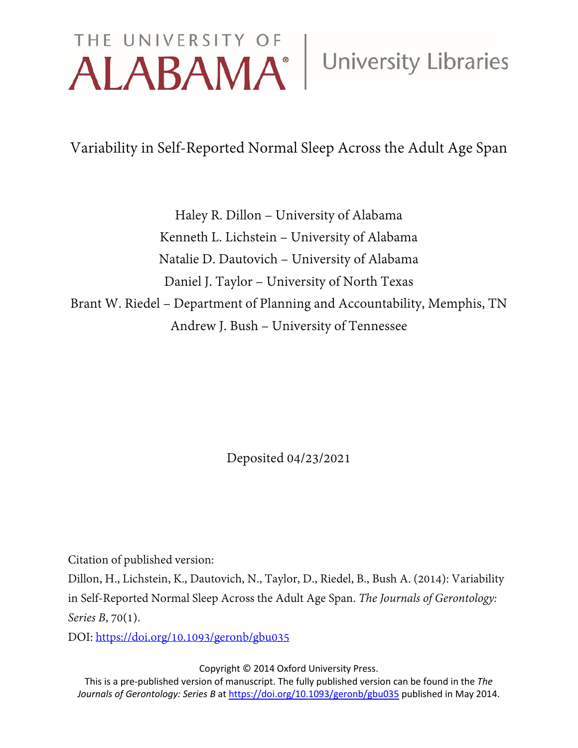THE UNIVERSITY OF ALABAMA® | University Libraries

# Variability in Self-Reported Normal Sleep Across the Adult Age Span

Haley R. Dillon – University of Alabama
Kenneth L. Lichstein – University of Alabama
Natalie D. Dautovich – University of Alabama
Daniel J. Taylor – University of North Texas
Brant W. Riedel – Department of Planning and Accountability, Memphis, TN
Andrew J. Bush – University of Tennessee

Deposited 04/23/2021

Citation of published version:

Dillon, H., Lichstein, K., Dautovich, N., Taylor, D., Riedel, B., Bush A. (2014): Variability in Self-Reported Normal Sleep Across the Adult Age Span. *The Journals of Gerontology: Series B*, 70(1).

DOI: https://doi.org/10.1093/geronb/gbu035

Copyright © 2014 Oxford University Press.
This is a pre-published version of manuscript. The fully published version can be found in the *The Journals of Gerontology: Series B* at https://doi.org/10.1093/geronb/gbu035 published in May 2014.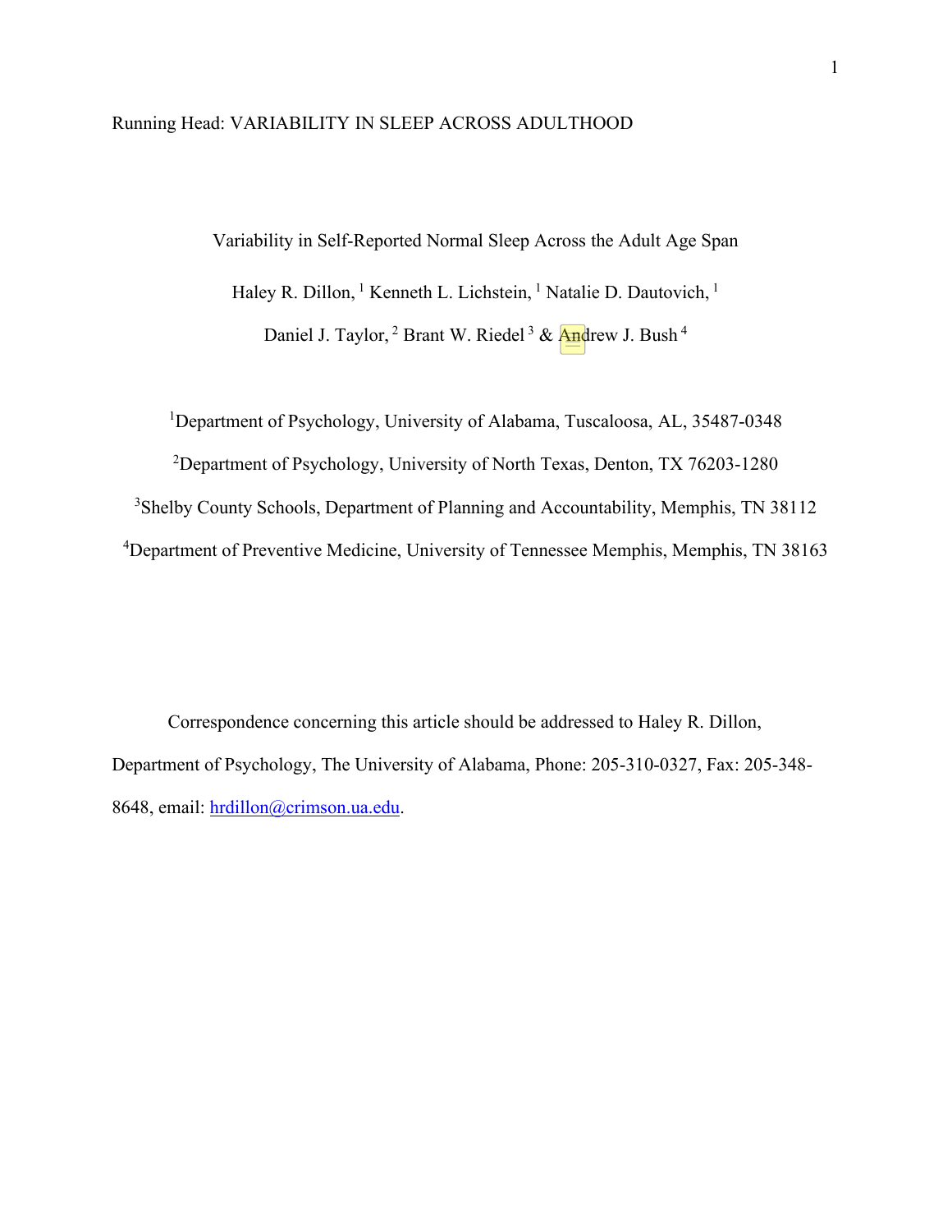Running Head: VARIABILITY IN SLEEP ACROSS ADULTHOOD

# Variability in Self-Reported Normal Sleep Across the Adult Age Span

Haley R. Dillon, [1] Kenneth L. Lichstein, [1] Natalie D. Dautovich, [1]

Daniel J. Taylor, [2] Brant W. Riedel [3] & Andrew J. Bush [4]

[1]Department of Psychology, University of Alabama, Tuscaloosa, AL, 35487-0348

[2]Department of Psychology, University of North Texas, Denton, TX 76203-1280

[3]Shelby County Schools, Department of Planning and Accountability, Memphis, TN 38112

[4]Department of Preventive Medicine, University of Tennessee Memphis, Memphis, TN 38163

Correspondence concerning this article should be addressed to Haley R. Dillon, Department of Psychology, The University of Alabama, Phone: 205-310-0327, Fax: 205-348-8648, email: hrdillon@crimson.ua.edu.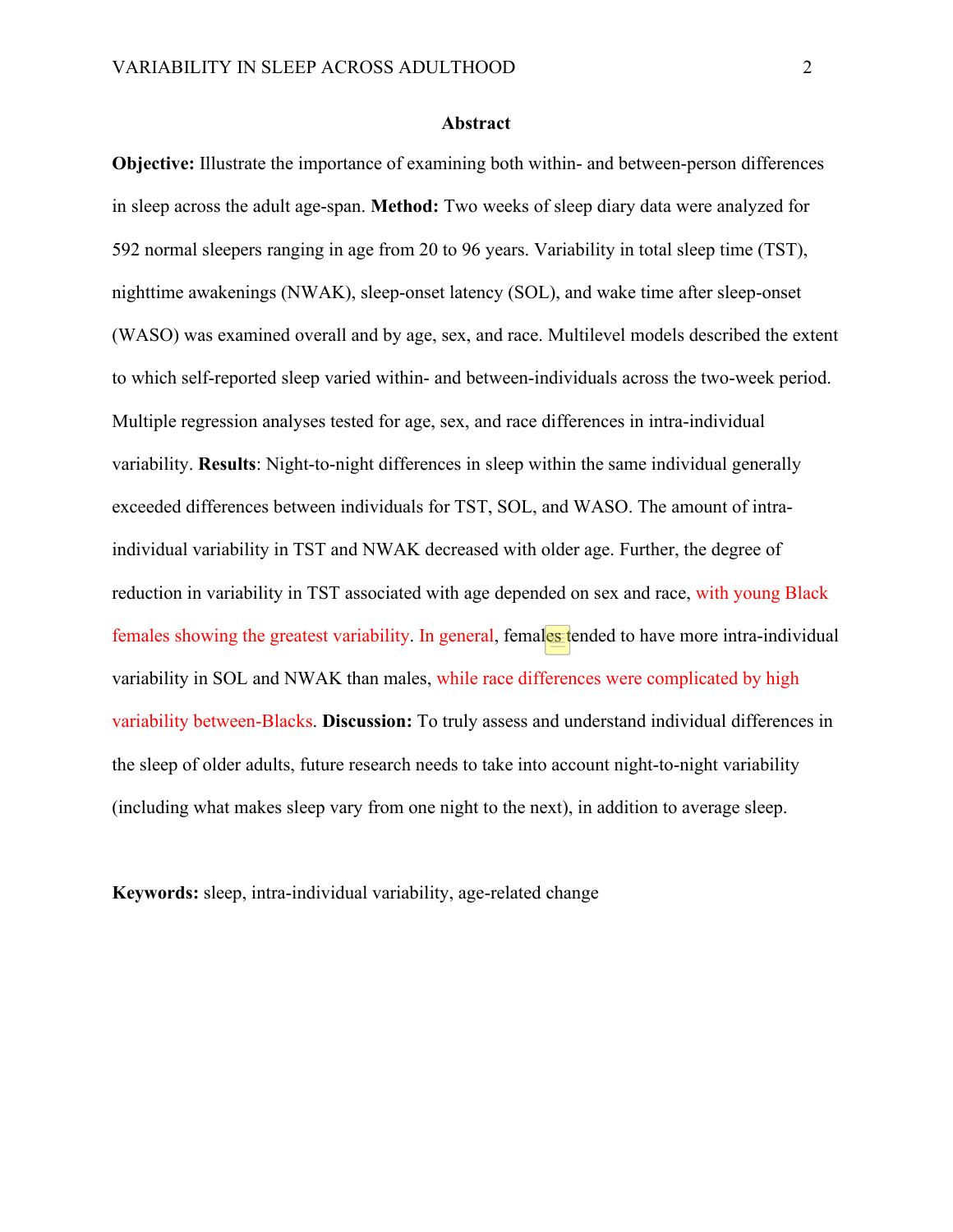## Abstract

**Objective:** Illustrate the importance of examining both within- and between-person differences in sleep across the adult age-span. **Method:** Two weeks of sleep diary data were analyzed for 592 normal sleepers ranging in age from 20 to 96 years. Variability in total sleep time (TST), nighttime awakenings (NWAK), sleep-onset latency (SOL), and wake time after sleep-onset (WASO) was examined overall and by age, sex, and race. Multilevel models described the extent to which self-reported sleep varied within- and between-individuals across the two-week period. Multiple regression analyses tested for age, sex, and race differences in intra-individual variability. **Results**: Night-to-night differences in sleep within the same individual generally exceeded differences between individuals for TST, SOL, and WASO. The amount of intra-individual variability in TST and NWAK decreased with older age. Further, the degree of reduction in variability in TST associated with age depended on sex and race, with young Black females showing the greatest variability. In general, females tended to have more intra-individual variability in SOL and NWAK than males, while race differences were complicated by high variability between-Blacks. **Discussion:** To truly assess and understand individual differences in the sleep of older adults, future research needs to take into account night-to-night variability (including what makes sleep vary from one night to the next), in addition to average sleep.

**Keywords:** sleep, intra-individual variability, age-related change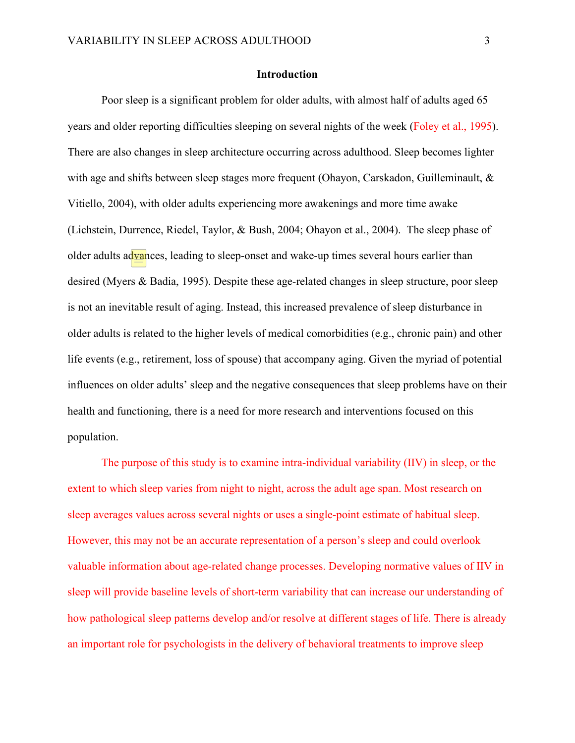# Introduction

Poor sleep is a significant problem for older adults, with almost half of adults aged 65 years and older reporting difficulties sleeping on several nights of the week (Foley et al., 1995). There are also changes in sleep architecture occurring across adulthood. Sleep becomes lighter with age and shifts between sleep stages more frequent (Ohayon, Carskadon, Guilleminault, & Vitiello, 2004), with older adults experiencing more awakenings and more time awake (Lichstein, Durrence, Riedel, Taylor, & Bush, 2004; Ohayon et al., 2004). The sleep phase of older adults advances, leading to sleep-onset and wake-up times several hours earlier than desired (Myers & Badia, 1995). Despite these age-related changes in sleep structure, poor sleep is not an inevitable result of aging. Instead, this increased prevalence of sleep disturbance in older adults is related to the higher levels of medical comorbidities (e.g., chronic pain) and other life events (e.g., retirement, loss of spouse) that accompany aging. Given the myriad of potential influences on older adults' sleep and the negative consequences that sleep problems have on their health and functioning, there is a need for more research and interventions focused on this population.

The purpose of this study is to examine intra-individual variability (IIV) in sleep, or the extent to which sleep varies from night to night, across the adult age span. Most research on sleep averages values across several nights or uses a single-point estimate of habitual sleep. However, this may not be an accurate representation of a person's sleep and could overlook valuable information about age-related change processes. Developing normative values of IIV in sleep will provide baseline levels of short-term variability that can increase our understanding of how pathological sleep patterns develop and/or resolve at different stages of life. There is already an important role for psychologists in the delivery of behavioral treatments to improve sleep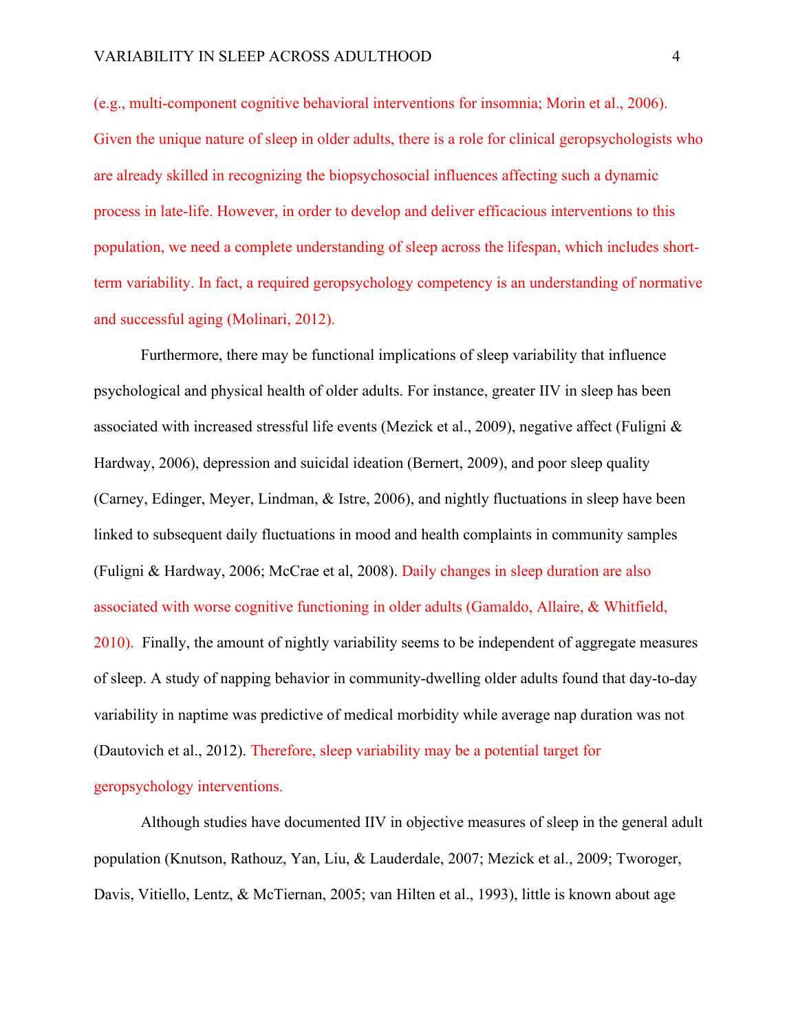(e.g., multi-component cognitive behavioral interventions for insomnia; Morin et al., 2006). Given the unique nature of sleep in older adults, there is a role for clinical geropsychologists who are already skilled in recognizing the biopsychosocial influences affecting such a dynamic process in late-life. However, in order to develop and deliver efficacious interventions to this population, we need a complete understanding of sleep across the lifespan, which includes short-term variability. In fact, a required geropsychology competency is an understanding of normative and successful aging (Molinari, 2012).

Furthermore, there may be functional implications of sleep variability that influence psychological and physical health of older adults. For instance, greater IIV in sleep has been associated with increased stressful life events (Mezick et al., 2009), negative affect (Fuligni & Hardway, 2006), depression and suicidal ideation (Bernert, 2009), and poor sleep quality (Carney, Edinger, Meyer, Lindman, & Istre, 2006), and nightly fluctuations in sleep have been linked to subsequent daily fluctuations in mood and health complaints in community samples (Fuligni & Hardway, 2006; McCrae et al, 2008). Daily changes in sleep duration are also associated with worse cognitive functioning in older adults (Gamaldo, Allaire, & Whitfield, 2010). Finally, the amount of nightly variability seems to be independent of aggregate measures of sleep. A study of napping behavior in community-dwelling older adults found that day-to-day variability in naptime was predictive of medical morbidity while average nap duration was not (Dautovich et al., 2012). Therefore, sleep variability may be a potential target for geropsychology interventions.

Although studies have documented IIV in objective measures of sleep in the general adult population (Knutson, Rathouz, Yan, Liu, & Lauderdale, 2007; Mezick et al., 2009; Tworoger, Davis, Vitiello, Lentz, & McTiernan, 2005; van Hilten et al., 1993), little is known about age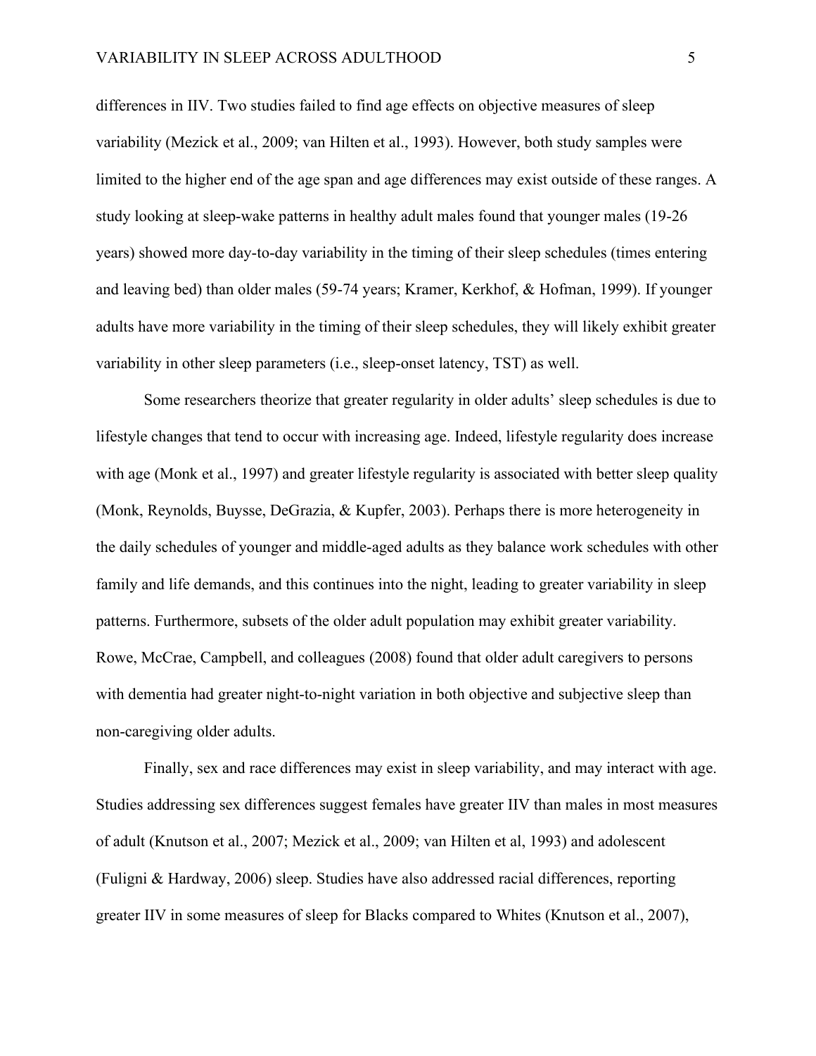differences in IIV. Two studies failed to find age effects on objective measures of sleep variability (Mezick et al., 2009; van Hilten et al., 1993). However, both study samples were limited to the higher end of the age span and age differences may exist outside of these ranges. A study looking at sleep-wake patterns in healthy adult males found that younger males (19-26 years) showed more day-to-day variability in the timing of their sleep schedules (times entering and leaving bed) than older males (59-74 years; Kramer, Kerkhof, & Hofman, 1999). If younger adults have more variability in the timing of their sleep schedules, they will likely exhibit greater variability in other sleep parameters (i.e., sleep-onset latency, TST) as well.

Some researchers theorize that greater regularity in older adults' sleep schedules is due to lifestyle changes that tend to occur with increasing age. Indeed, lifestyle regularity does increase with age (Monk et al., 1997) and greater lifestyle regularity is associated with better sleep quality (Monk, Reynolds, Buysse, DeGrazia, & Kupfer, 2003). Perhaps there is more heterogeneity in the daily schedules of younger and middle-aged adults as they balance work schedules with other family and life demands, and this continues into the night, leading to greater variability in sleep patterns. Furthermore, subsets of the older adult population may exhibit greater variability. Rowe, McCrae, Campbell, and colleagues (2008) found that older adult caregivers to persons with dementia had greater night-to-night variation in both objective and subjective sleep than non-caregiving older adults.

Finally, sex and race differences may exist in sleep variability, and may interact with age. Studies addressing sex differences suggest females have greater IIV than males in most measures of adult (Knutson et al., 2007; Mezick et al., 2009; van Hilten et al, 1993) and adolescent (Fuligni & Hardway, 2006) sleep. Studies have also addressed racial differences, reporting greater IIV in some measures of sleep for Blacks compared to Whites (Knutson et al., 2007),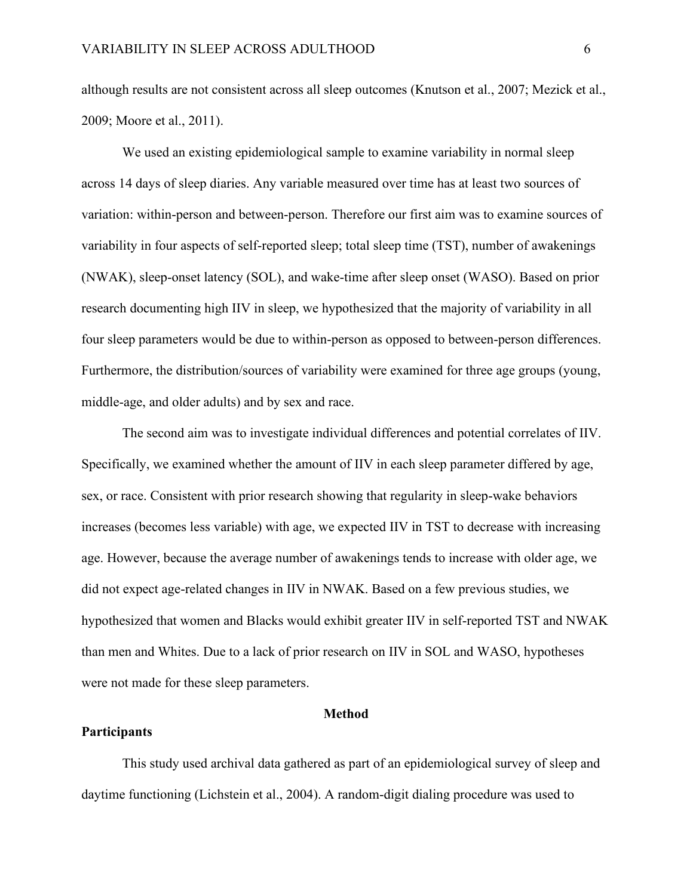although results are not consistent across all sleep outcomes (Knutson et al., 2007; Mezick et al., 2009; Moore et al., 2011).

We used an existing epidemiological sample to examine variability in normal sleep across 14 days of sleep diaries. Any variable measured over time has at least two sources of variation: within-person and between-person. Therefore our first aim was to examine sources of variability in four aspects of self-reported sleep; total sleep time (TST), number of awakenings (NWAK), sleep-onset latency (SOL), and wake-time after sleep onset (WASO). Based on prior research documenting high IIV in sleep, we hypothesized that the majority of variability in all four sleep parameters would be due to within-person as opposed to between-person differences. Furthermore, the distribution/sources of variability were examined for three age groups (young, middle-age, and older adults) and by sex and race.

The second aim was to investigate individual differences and potential correlates of IIV. Specifically, we examined whether the amount of IIV in each sleep parameter differed by age, sex, or race. Consistent with prior research showing that regularity in sleep-wake behaviors increases (becomes less variable) with age, we expected IIV in TST to decrease with increasing age. However, because the average number of awakenings tends to increase with older age, we did not expect age-related changes in IIV in NWAK. Based on a few previous studies, we hypothesized that women and Blacks would exhibit greater IIV in self-reported TST and NWAK than men and Whites. Due to a lack of prior research on IIV in SOL and WASO, hypotheses were not made for these sleep parameters.

# Method

## Participants

This study used archival data gathered as part of an epidemiological survey of sleep and daytime functioning (Lichstein et al., 2004). A random-digit dialing procedure was used to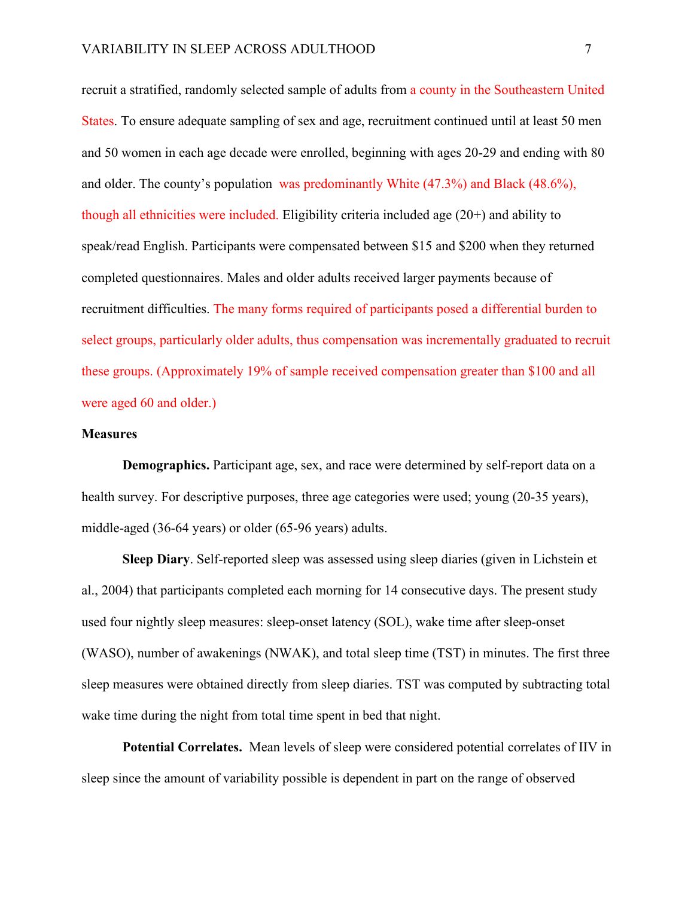recruit a stratified, randomly selected sample of adults from a county in the Southeastern United States. To ensure adequate sampling of sex and age, recruitment continued until at least 50 men and 50 women in each age decade were enrolled, beginning with ages 20-29 and ending with 80 and older. The county's population was predominantly White (47.3%) and Black (48.6%), though all ethnicities were included. Eligibility criteria included age (20+) and ability to speak/read English. Participants were compensated between $15 and $200 when they returned completed questionnaires. Males and older adults received larger payments because of recruitment difficulties. The many forms required of participants posed a differential burden to select groups, particularly older adults, thus compensation was incrementally graduated to recruit these groups. (Approximately 19% of sample received compensation greater than $100 and all were aged 60 and older.)

### Measures

**Demographics.** Participant age, sex, and race were determined by self-report data on a health survey. For descriptive purposes, three age categories were used; young (20-35 years), middle-aged (36-64 years) or older (65-96 years) adults.

**Sleep Diary**. Self-reported sleep was assessed using sleep diaries (given in Lichstein et al., 2004) that participants completed each morning for 14 consecutive days. The present study used four nightly sleep measures: sleep-onset latency (SOL), wake time after sleep-onset (WASO), number of awakenings (NWAK), and total sleep time (TST) in minutes. The first three sleep measures were obtained directly from sleep diaries. TST was computed by subtracting total wake time during the night from total time spent in bed that night.

**Potential Correlates.** Mean levels of sleep were considered potential correlates of IIV in sleep since the amount of variability possible is dependent in part on the range of observed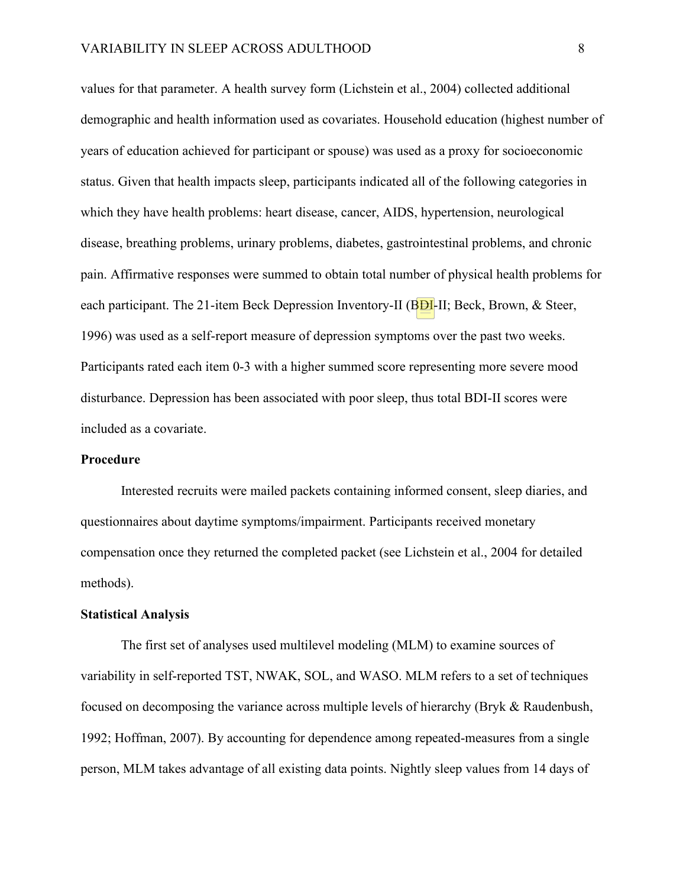values for that parameter. A health survey form (Lichstein et al., 2004) collected additional demographic and health information used as covariates. Household education (highest number of years of education achieved for participant or spouse) was used as a proxy for socioeconomic status. Given that health impacts sleep, participants indicated all of the following categories in which they have health problems: heart disease, cancer, AIDS, hypertension, neurological disease, breathing problems, urinary problems, diabetes, gastrointestinal problems, and chronic pain. Affirmative responses were summed to obtain total number of physical health problems for each participant. The 21-item Beck Depression Inventory-II (BDI-II; Beck, Brown, & Steer, 1996) was used as a self-report measure of depression symptoms over the past two weeks. Participants rated each item 0-3 with a higher summed score representing more severe mood disturbance. Depression has been associated with poor sleep, thus total BDI-II scores were included as a covariate.

**Procedure**

Interested recruits were mailed packets containing informed consent, sleep diaries, and questionnaires about daytime symptoms/impairment. Participants received monetary compensation once they returned the completed packet (see Lichstein et al., 2004 for detailed methods).

**Statistical Analysis**

The first set of analyses used multilevel modeling (MLM) to examine sources of variability in self-reported TST, NWAK, SOL, and WASO. MLM refers to a set of techniques focused on decomposing the variance across multiple levels of hierarchy (Bryk & Raudenbush, 1992; Hoffman, 2007). By accounting for dependence among repeated-measures from a single person, MLM takes advantage of all existing data points. Nightly sleep values from 14 days of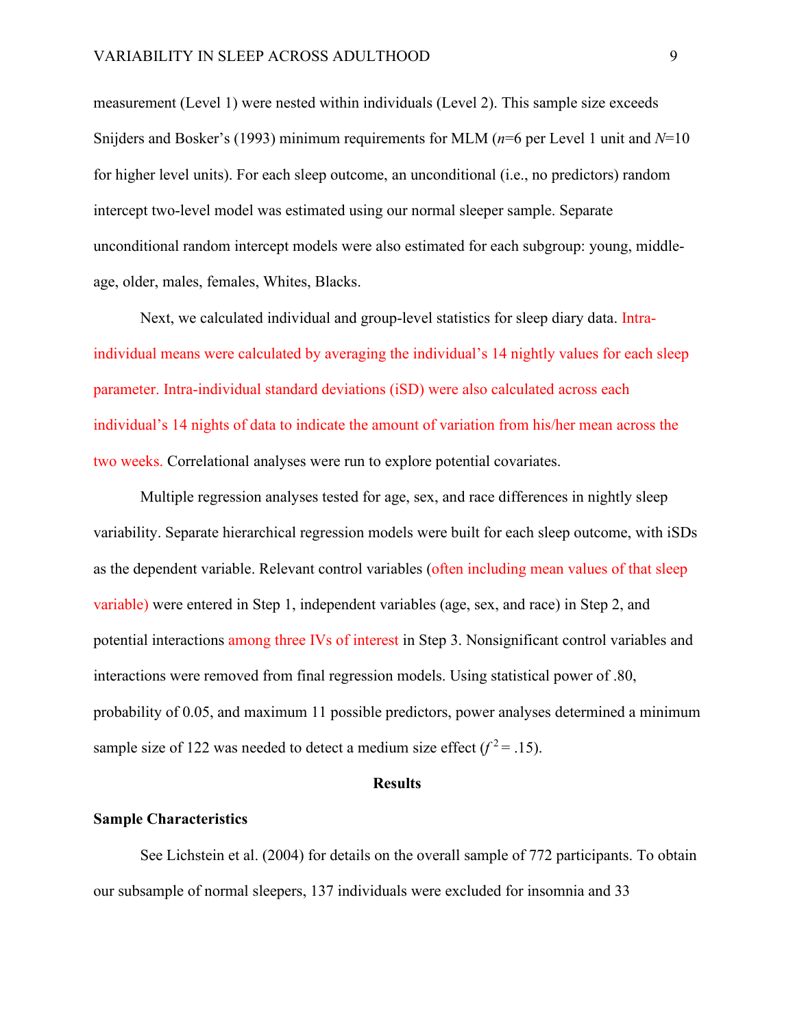measurement (Level 1) were nested within individuals (Level 2). This sample size exceeds Snijders and Bosker's (1993) minimum requirements for MLM (*n*=6 per Level 1 unit and *N*=10 for higher level units). For each sleep outcome, an unconditional (i.e., no predictors) random intercept two-level model was estimated using our normal sleeper sample. Separate unconditional random intercept models were also estimated for each subgroup: young, middle-age, older, males, females, Whites, Blacks.

Next, we calculated individual and group-level statistics for sleep diary data. Intra-individual means were calculated by averaging the individual's 14 nightly values for each sleep parameter. Intra-individual standard deviations (iSD) were also calculated across each individual's 14 nights of data to indicate the amount of variation from his/her mean across the two weeks. Correlational analyses were run to explore potential covariates.

Multiple regression analyses tested for age, sex, and race differences in nightly sleep variability. Separate hierarchical regression models were built for each sleep outcome, with iSDs as the dependent variable. Relevant control variables (often including mean values of that sleep variable) were entered in Step 1, independent variables (age, sex, and race) in Step 2, and potential interactions among three IVs of interest in Step 3. Nonsignificant control variables and interactions were removed from final regression models. Using statistical power of .80, probability of 0.05, and maximum 11 possible predictors, power analyses determined a minimum sample size of 122 was needed to detect a medium size effect ($f^2 = .15$).

## Results

### Sample Characteristics

See Lichstein et al. (2004) for details on the overall sample of 772 participants. To obtain our subsample of normal sleepers, 137 individuals were excluded for insomnia and 33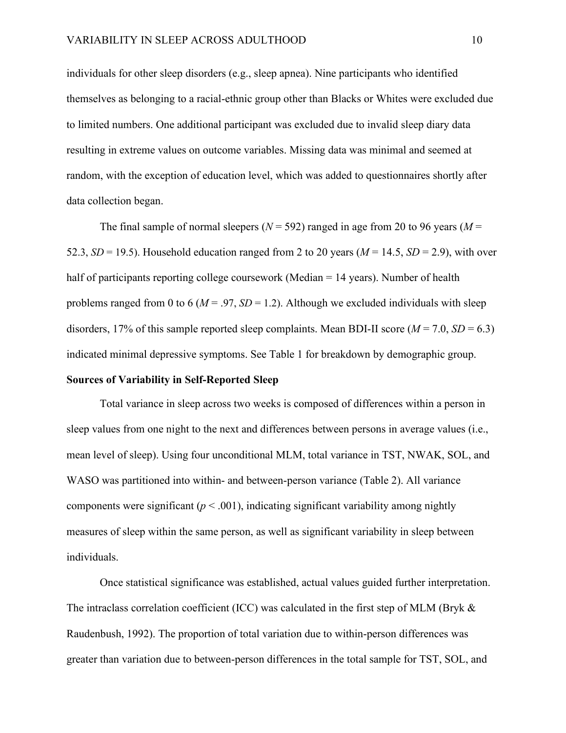individuals for other sleep disorders (e.g., sleep apnea). Nine participants who identified themselves as belonging to a racial-ethnic group other than Blacks or Whites were excluded due to limited numbers. One additional participant was excluded due to invalid sleep diary data resulting in extreme values on outcome variables. Missing data was minimal and seemed at random, with the exception of education level, which was added to questionnaires shortly after data collection began.

The final sample of normal sleepers ($N$ = 592) ranged in age from 20 to 96 years ($M$ = 52.3, $SD$ = 19.5). Household education ranged from 2 to 20 years ($M$ = 14.5, $SD$ = 2.9), with over half of participants reporting college coursework (Median = 14 years). Number of health problems ranged from 0 to 6 ($M$ = .97, $SD$ = 1.2). Although we excluded individuals with sleep disorders, 17% of this sample reported sleep complaints. Mean BDI-II score ($M$ = 7.0, $SD$ = 6.3) indicated minimal depressive symptoms. See Table 1 for breakdown by demographic group.

**Sources of Variability in Self-Reported Sleep**

Total variance in sleep across two weeks is composed of differences within a person in sleep values from one night to the next and differences between persons in average values (i.e., mean level of sleep). Using four unconditional MLM, total variance in TST, NWAK, SOL, and WASO was partitioned into within- and between-person variance (Table 2). All variance components were significant ($p < .001$), indicating significant variability among nightly measures of sleep within the same person, as well as significant variability in sleep between individuals.

Once statistical significance was established, actual values guided further interpretation. The intraclass correlation coefficient (ICC) was calculated in the first step of MLM (Bryk & Raudenbush, 1992). The proportion of total variation due to within-person differences was greater than variation due to between-person differences in the total sample for TST, SOL, and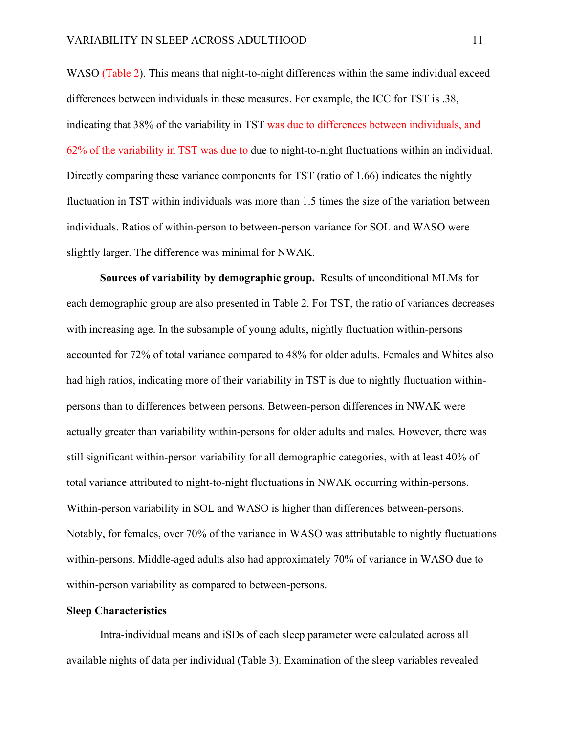WASO (Table 2). This means that night-to-night differences within the same individual exceed differences between individuals in these measures. For example, the ICC for TST is .38, indicating that 38% of the variability in TST was due to differences between individuals, and 62% of the variability in TST was due to due to night-to-night fluctuations within an individual. Directly comparing these variance components for TST (ratio of 1.66) indicates the nightly fluctuation in TST within individuals was more than 1.5 times the size of the variation between individuals. Ratios of within-person to between-person variance for SOL and WASO were slightly larger. The difference was minimal for NWAK.

**Sources of variability by demographic group.** Results of unconditional MLMs for each demographic group are also presented in Table 2. For TST, the ratio of variances decreases with increasing age. In the subsample of young adults, nightly fluctuation within-persons accounted for 72% of total variance compared to 48% for older adults. Females and Whites also had high ratios, indicating more of their variability in TST is due to nightly fluctuation within-persons than to differences between persons. Between-person differences in NWAK were actually greater than variability within-persons for older adults and males. However, there was still significant within-person variability for all demographic categories, with at least 40% of total variance attributed to night-to-night fluctuations in NWAK occurring within-persons. Within-person variability in SOL and WASO is higher than differences between-persons. Notably, for females, over 70% of the variance in WASO was attributable to nightly fluctuations within-persons. Middle-aged adults also had approximately 70% of variance in WASO due to within-person variability as compared to between-persons.

## Sleep Characteristics

Intra-individual means and iSDs of each sleep parameter were calculated across all available nights of data per individual (Table 3). Examination of the sleep variables revealed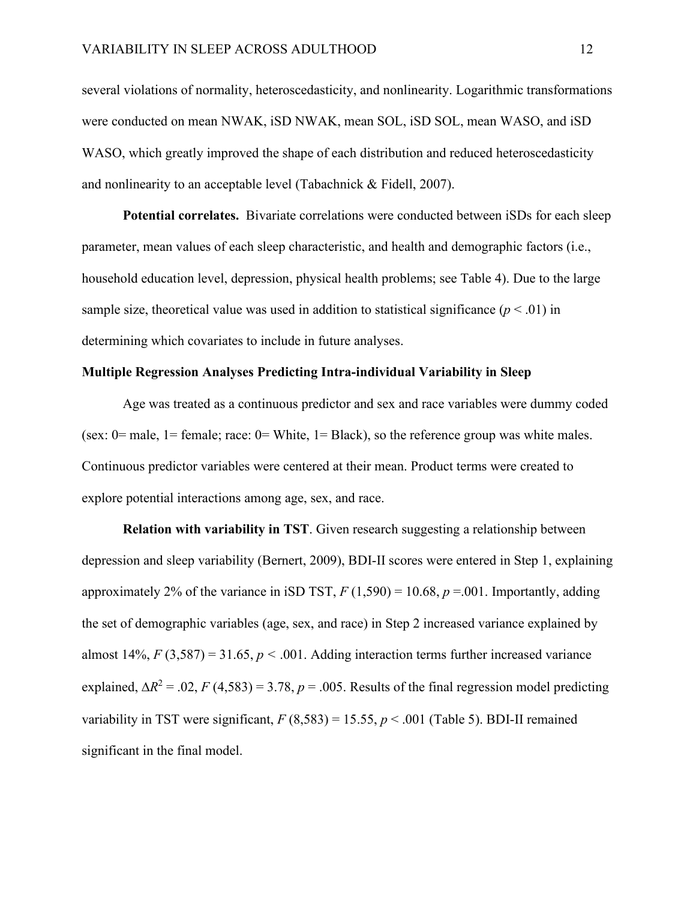several violations of normality, heteroscedasticity, and nonlinearity. Logarithmic transformations were conducted on mean NWAK, iSD NWAK, mean SOL, iSD SOL, mean WASO, and iSD WASO, which greatly improved the shape of each distribution and reduced heteroscedasticity and nonlinearity to an acceptable level (Tabachnick & Fidell, 2007).

**Potential correlates.** Bivariate correlations were conducted between iSDs for each sleep parameter, mean values of each sleep characteristic, and health and demographic factors (i.e., household education level, depression, physical health problems; see Table 4). Due to the large sample size, theoretical value was used in addition to statistical significance ($p < .01$) in determining which covariates to include in future analyses.

### Multiple Regression Analyses Predicting Intra-individual Variability in Sleep

Age was treated as a continuous predictor and sex and race variables were dummy coded (sex: 0= male, 1= female; race: 0= White, 1= Black), so the reference group was white males. Continuous predictor variables were centered at their mean. Product terms were created to explore potential interactions among age, sex, and race.

**Relation with variability in TST**. Given research suggesting a relationship between depression and sleep variability (Bernert, 2009), BDI-II scores were entered in Step 1, explaining approximately 2% of the variance in iSD TST, $F\ (1{,}590) = 10.68$, $p = .001$. Importantly, adding the set of demographic variables (age, sex, and race) in Step 2 increased variance explained by almost 14%, $F\ (3{,}587) = 31.65$, $p < .001$. Adding interaction terms further increased variance explained, $\Delta R^2 = .02$, $F\ (4{,}583) = 3.78$, $p = .005$. Results of the final regression model predicting variability in TST were significant, $F\ (8{,}583) = 15.55$, $p < .001$ (Table 5). BDI-II remained significant in the final model.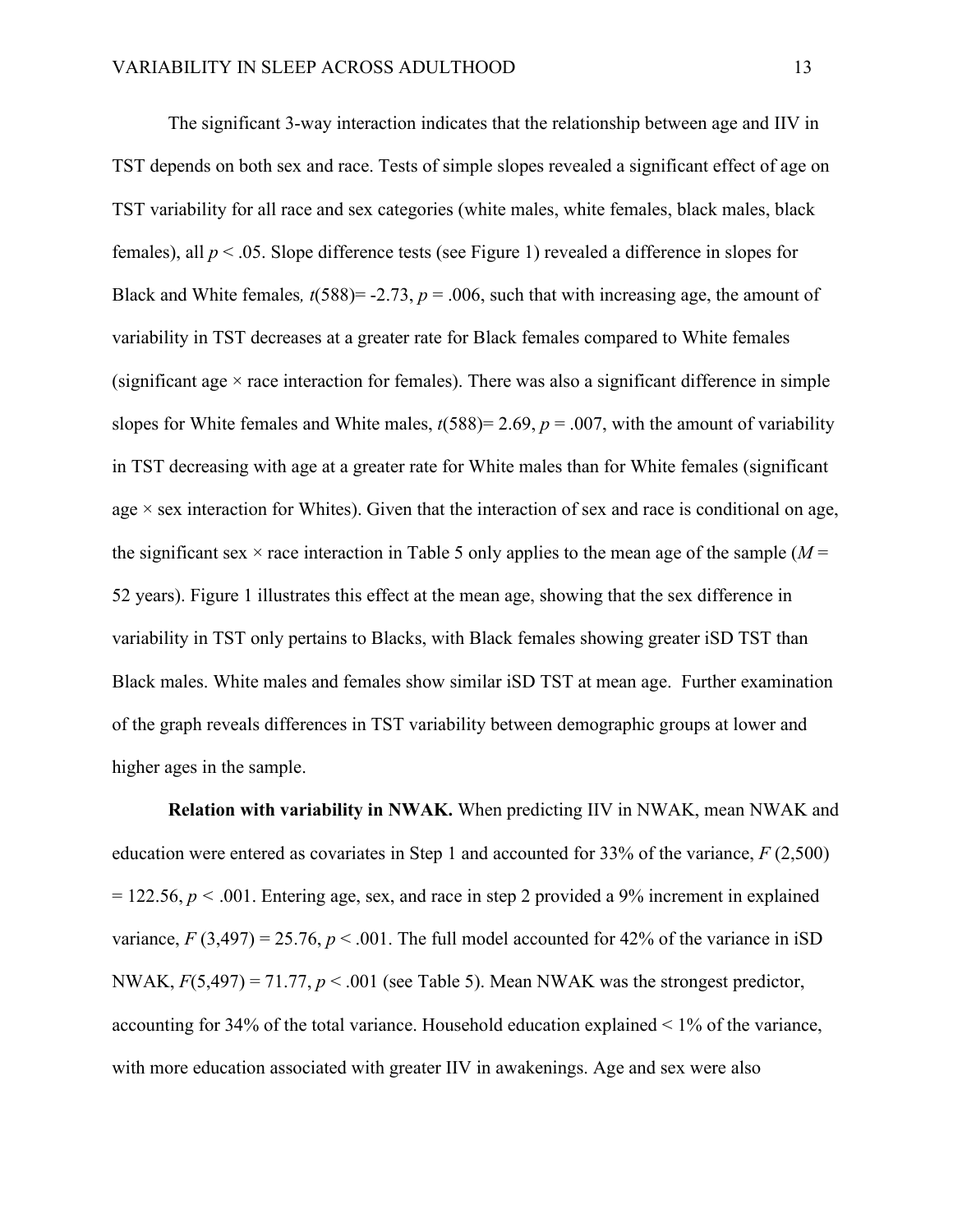The significant 3-way interaction indicates that the relationship between age and IIV in TST depends on both sex and race. Tests of simple slopes revealed a significant effect of age on TST variability for all race and sex categories (white males, white females, black males, black females), all $p < .05$. Slope difference tests (see Figure 1) revealed a difference in slopes for Black and White females, $t(588) = -2.73$, $p = .006$, such that with increasing age, the amount of variability in TST decreases at a greater rate for Black females compared to White females (significant age × race interaction for females). There was also a significant difference in simple slopes for White females and White males, $t(588) = 2.69$, $p = .007$, with the amount of variability in TST decreasing with age at a greater rate for White males than for White females (significant age × sex interaction for Whites). Given that the interaction of sex and race is conditional on age, the significant sex × race interaction in Table 5 only applies to the mean age of the sample ($M$ = 52 years). Figure 1 illustrates this effect at the mean age, showing that the sex difference in variability in TST only pertains to Blacks, with Black females showing greater iSD TST than Black males. White males and females show similar iSD TST at mean age. Further examination of the graph reveals differences in TST variability between demographic groups at lower and higher ages in the sample.

**Relation with variability in NWAK.** When predicting IIV in NWAK, mean NWAK and education were entered as covariates in Step 1 and accounted for 33% of the variance, $F(2,500) = 122.56$, $p < .001$. Entering age, sex, and race in step 2 provided a 9% increment in explained variance, $F(3,497) = 25.76$, $p < .001$. The full model accounted for 42% of the variance in iSD NWAK, $F(5,497) = 71.77$, $p < .001$ (see Table 5). Mean NWAK was the strongest predictor, accounting for 34% of the total variance. Household education explained < 1% of the variance, with more education associated with greater IIV in awakenings. Age and sex were also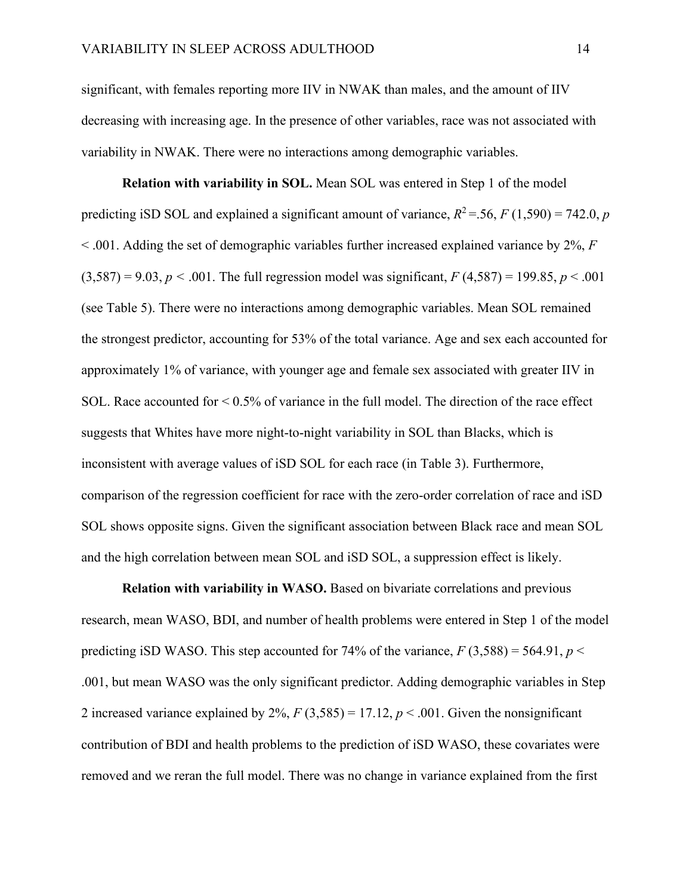significant, with females reporting more IIV in NWAK than males, and the amount of IIV decreasing with increasing age. In the presence of other variables, race was not associated with variability in NWAK. There were no interactions among demographic variables.

**Relation with variability in SOL.** Mean SOL was entered in Step 1 of the model predicting iSD SOL and explained a significant amount of variance, $R^2 = .56$, $F\ (1{,}590) = 742.0$, $p < .001$. Adding the set of demographic variables further increased explained variance by 2%, $F\ (3{,}587) = 9.03$, $p < .001$. The full regression model was significant, $F\ (4{,}587) = 199.85$, $p < .001$ (see Table 5). There were no interactions among demographic variables. Mean SOL remained the strongest predictor, accounting for 53% of the total variance. Age and sex each accounted for approximately 1% of variance, with younger age and female sex associated with greater IIV in SOL. Race accounted for < 0.5% of variance in the full model. The direction of the race effect suggests that Whites have more night-to-night variability in SOL than Blacks, which is inconsistent with average values of iSD SOL for each race (in Table 3). Furthermore, comparison of the regression coefficient for race with the zero-order correlation of race and iSD SOL shows opposite signs. Given the significant association between Black race and mean SOL and the high correlation between mean SOL and iSD SOL, a suppression effect is likely.

**Relation with variability in WASO.** Based on bivariate correlations and previous research, mean WASO, BDI, and number of health problems were entered in Step 1 of the model predicting iSD WASO. This step accounted for 74% of the variance, $F\ (3{,}588) = 564.91$, $p < .001$, but mean WASO was the only significant predictor. Adding demographic variables in Step 2 increased variance explained by 2%, $F\ (3{,}585) = 17.12$, $p < .001$. Given the nonsignificant contribution of BDI and health problems to the prediction of iSD WASO, these covariates were removed and we reran the full model. There was no change in variance explained from the first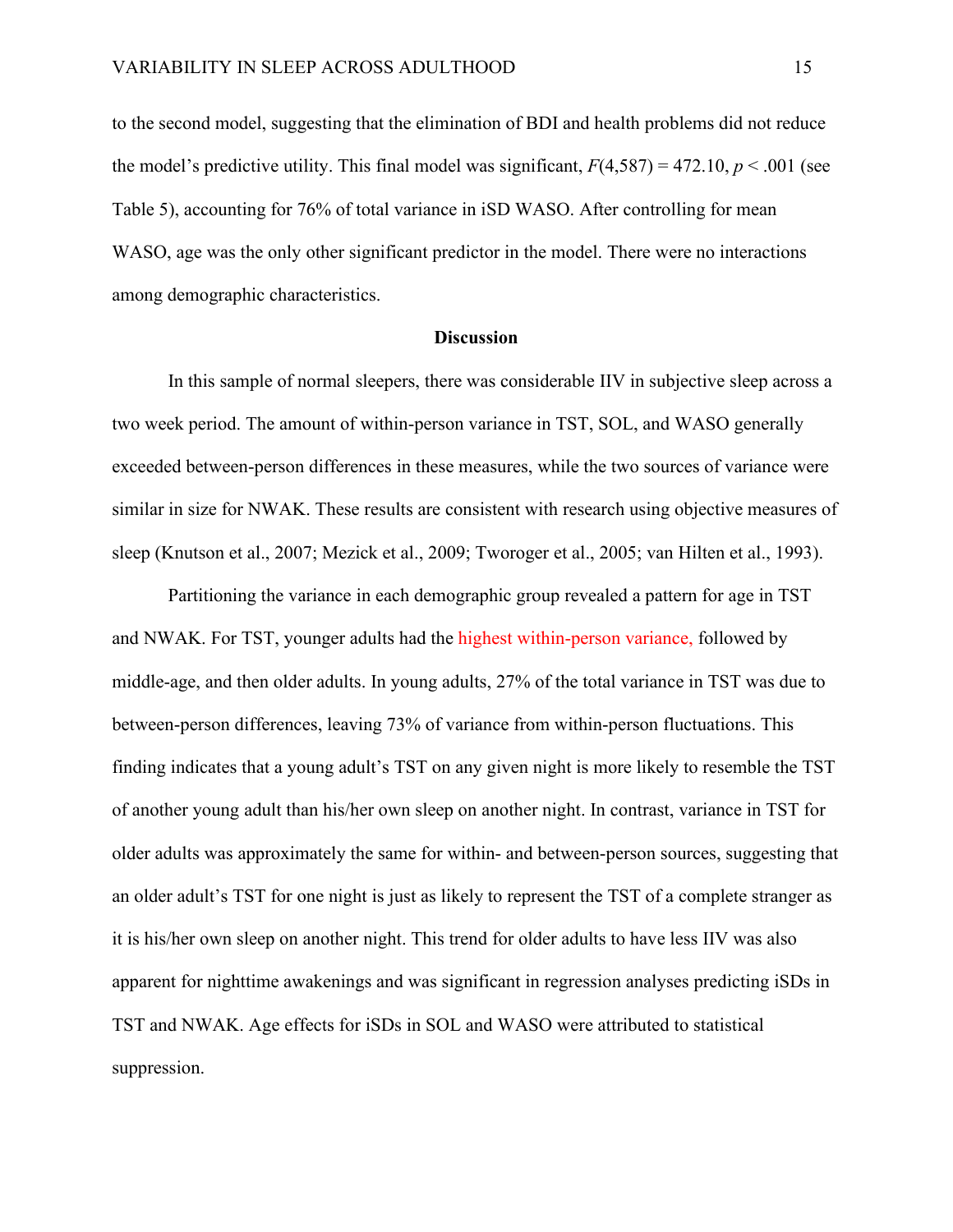to the second model, suggesting that the elimination of BDI and health problems did not reduce the model's predictive utility. This final model was significant, $F(4,587) = 472.10$, $p < .001$ (see Table 5), accounting for 76% of total variance in iSD WASO. After controlling for mean WASO, age was the only other significant predictor in the model. There were no interactions among demographic characteristics.

## Discussion

In this sample of normal sleepers, there was considerable IIV in subjective sleep across a two week period. The amount of within-person variance in TST, SOL, and WASO generally exceeded between-person differences in these measures, while the two sources of variance were similar in size for NWAK. These results are consistent with research using objective measures of sleep (Knutson et al., 2007; Mezick et al., 2009; Tworoger et al., 2005; van Hilten et al., 1993).

Partitioning the variance in each demographic group revealed a pattern for age in TST and NWAK. For TST, younger adults had the highest within-person variance, followed by middle-age, and then older adults. In young adults, 27% of the total variance in TST was due to between-person differences, leaving 73% of variance from within-person fluctuations. This finding indicates that a young adult's TST on any given night is more likely to resemble the TST of another young adult than his/her own sleep on another night. In contrast, variance in TST for older adults was approximately the same for within- and between-person sources, suggesting that an older adult's TST for one night is just as likely to represent the TST of a complete stranger as it is his/her own sleep on another night. This trend for older adults to have less IIV was also apparent for nighttime awakenings and was significant in regression analyses predicting iSDs in TST and NWAK. Age effects for iSDs in SOL and WASO were attributed to statistical suppression.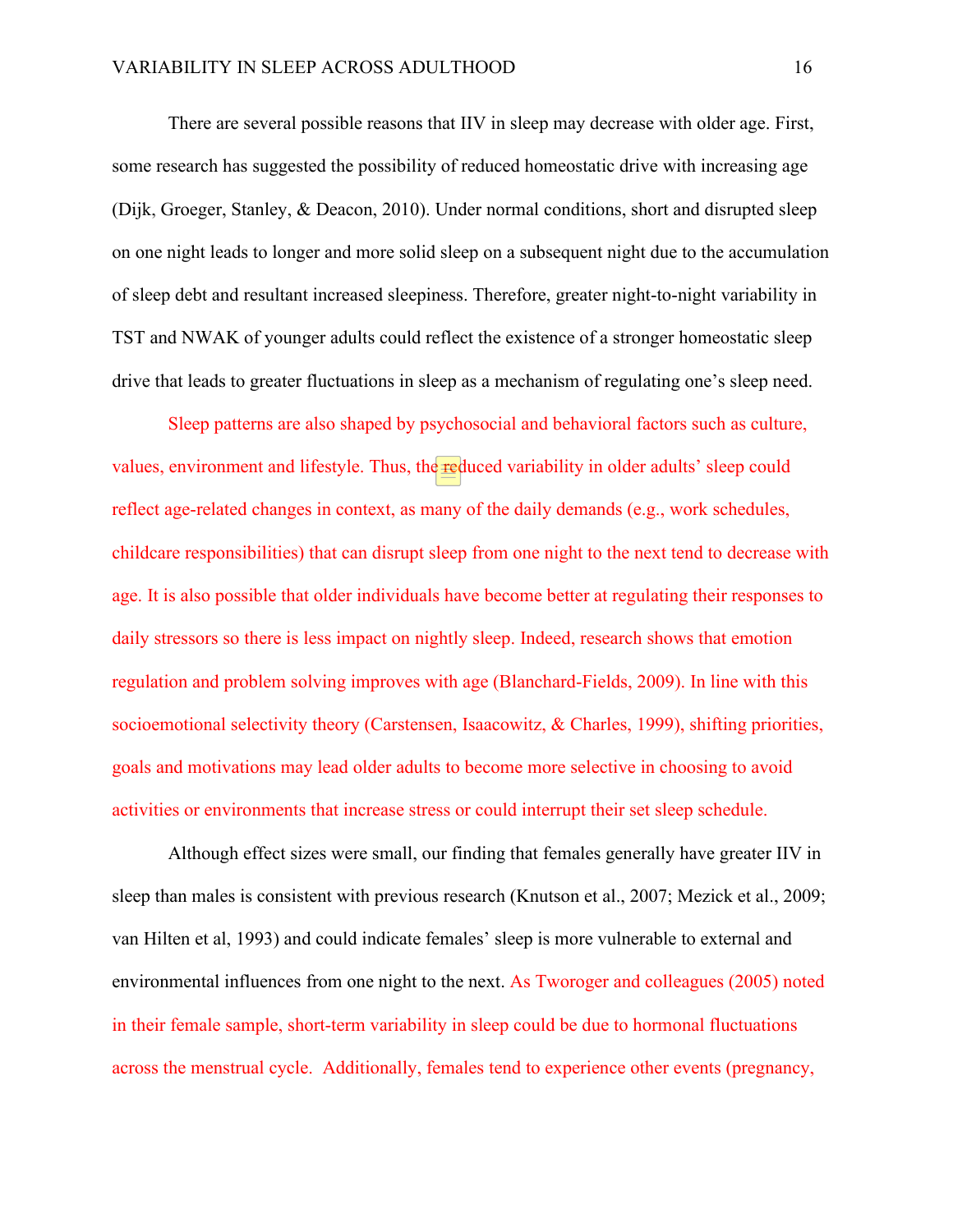There are several possible reasons that IIV in sleep may decrease with older age. First, some research has suggested the possibility of reduced homeostatic drive with increasing age (Dijk, Groeger, Stanley, & Deacon, 2010). Under normal conditions, short and disrupted sleep on one night leads to longer and more solid sleep on a subsequent night due to the accumulation of sleep debt and resultant increased sleepiness. Therefore, greater night-to-night variability in TST and NWAK of younger adults could reflect the existence of a stronger homeostatic sleep drive that leads to greater fluctuations in sleep as a mechanism of regulating one's sleep need.

Sleep patterns are also shaped by psychosocial and behavioral factors such as culture, values, environment and lifestyle. Thus, the reduced variability in older adults' sleep could reflect age-related changes in context, as many of the daily demands (e.g., work schedules, childcare responsibilities) that can disrupt sleep from one night to the next tend to decrease with age. It is also possible that older individuals have become better at regulating their responses to daily stressors so there is less impact on nightly sleep. Indeed, research shows that emotion regulation and problem solving improves with age (Blanchard-Fields, 2009). In line with this socioemotional selectivity theory (Carstensen, Isaacowitz, & Charles, 1999), shifting priorities, goals and motivations may lead older adults to become more selective in choosing to avoid activities or environments that increase stress or could interrupt their set sleep schedule.

Although effect sizes were small, our finding that females generally have greater IIV in sleep than males is consistent with previous research (Knutson et al., 2007; Mezick et al., 2009; van Hilten et al, 1993) and could indicate females' sleep is more vulnerable to external and environmental influences from one night to the next. As Tworoger and colleagues (2005) noted in their female sample, short-term variability in sleep could be due to hormonal fluctuations across the menstrual cycle. Additionally, females tend to experience other events (pregnancy,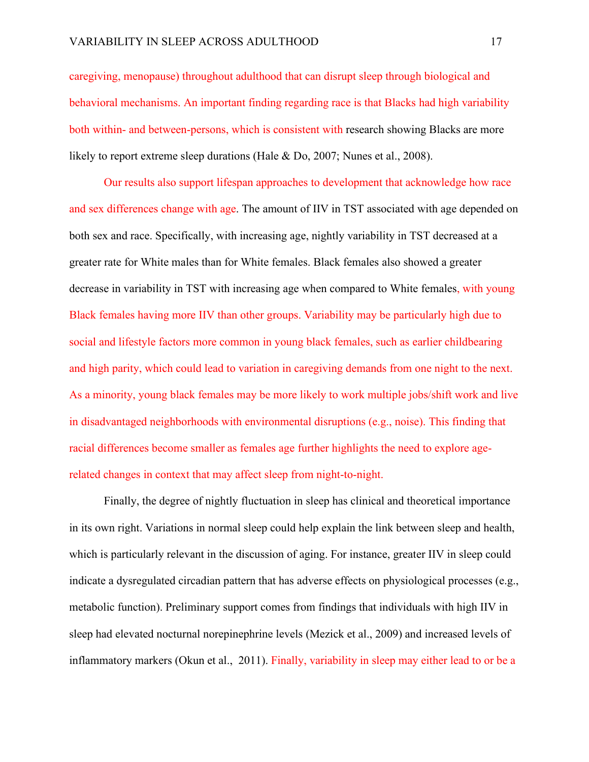caregiving, menopause) throughout adulthood that can disrupt sleep through biological and behavioral mechanisms. An important finding regarding race is that Blacks had high variability both within- and between-persons, which is consistent with research showing Blacks are more likely to report extreme sleep durations (Hale & Do, 2007; Nunes et al., 2008).

Our results also support lifespan approaches to development that acknowledge how race and sex differences change with age. The amount of IIV in TST associated with age depended on both sex and race. Specifically, with increasing age, nightly variability in TST decreased at a greater rate for White males than for White females. Black females also showed a greater decrease in variability in TST with increasing age when compared to White females, with young Black females having more IIV than other groups. Variability may be particularly high due to social and lifestyle factors more common in young black females, such as earlier childbearing and high parity, which could lead to variation in caregiving demands from one night to the next. As a minority, young black females may be more likely to work multiple jobs/shift work and live in disadvantaged neighborhoods with environmental disruptions (e.g., noise). This finding that racial differences become smaller as females age further highlights the need to explore age-related changes in context that may affect sleep from night-to-night.

Finally, the degree of nightly fluctuation in sleep has clinical and theoretical importance in its own right. Variations in normal sleep could help explain the link between sleep and health, which is particularly relevant in the discussion of aging. For instance, greater IIV in sleep could indicate a dysregulated circadian pattern that has adverse effects on physiological processes (e.g., metabolic function). Preliminary support comes from findings that individuals with high IIV in sleep had elevated nocturnal norepinephrine levels (Mezick et al., 2009) and increased levels of inflammatory markers (Okun et al., 2011). Finally, variability in sleep may either lead to or be a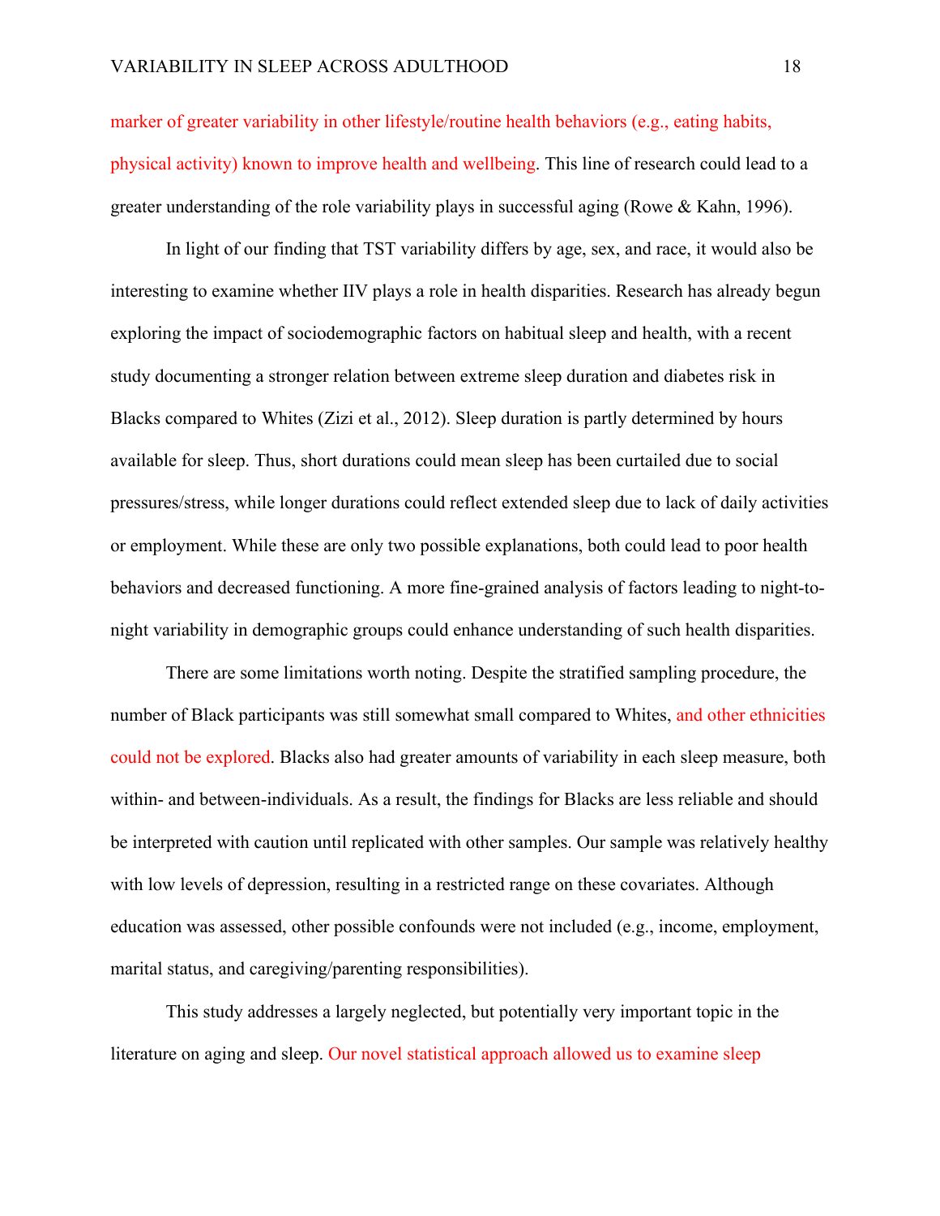marker of greater variability in other lifestyle/routine health behaviors (e.g., eating habits, physical activity) known to improve health and wellbeing. This line of research could lead to a greater understanding of the role variability plays in successful aging (Rowe & Kahn, 1996).

In light of our finding that TST variability differs by age, sex, and race, it would also be interesting to examine whether IIV plays a role in health disparities. Research has already begun exploring the impact of sociodemographic factors on habitual sleep and health, with a recent study documenting a stronger relation between extreme sleep duration and diabetes risk in Blacks compared to Whites (Zizi et al., 2012). Sleep duration is partly determined by hours available for sleep. Thus, short durations could mean sleep has been curtailed due to social pressures/stress, while longer durations could reflect extended sleep due to lack of daily activities or employment. While these are only two possible explanations, both could lead to poor health behaviors and decreased functioning. A more fine-grained analysis of factors leading to night-to-night variability in demographic groups could enhance understanding of such health disparities.

There are some limitations worth noting. Despite the stratified sampling procedure, the number of Black participants was still somewhat small compared to Whites, and other ethnicities could not be explored. Blacks also had greater amounts of variability in each sleep measure, both within- and between-individuals. As a result, the findings for Blacks are less reliable and should be interpreted with caution until replicated with other samples. Our sample was relatively healthy with low levels of depression, resulting in a restricted range on these covariates. Although education was assessed, other possible confounds were not included (e.g., income, employment, marital status, and caregiving/parenting responsibilities).

This study addresses a largely neglected, but potentially very important topic in the literature on aging and sleep. Our novel statistical approach allowed us to examine sleep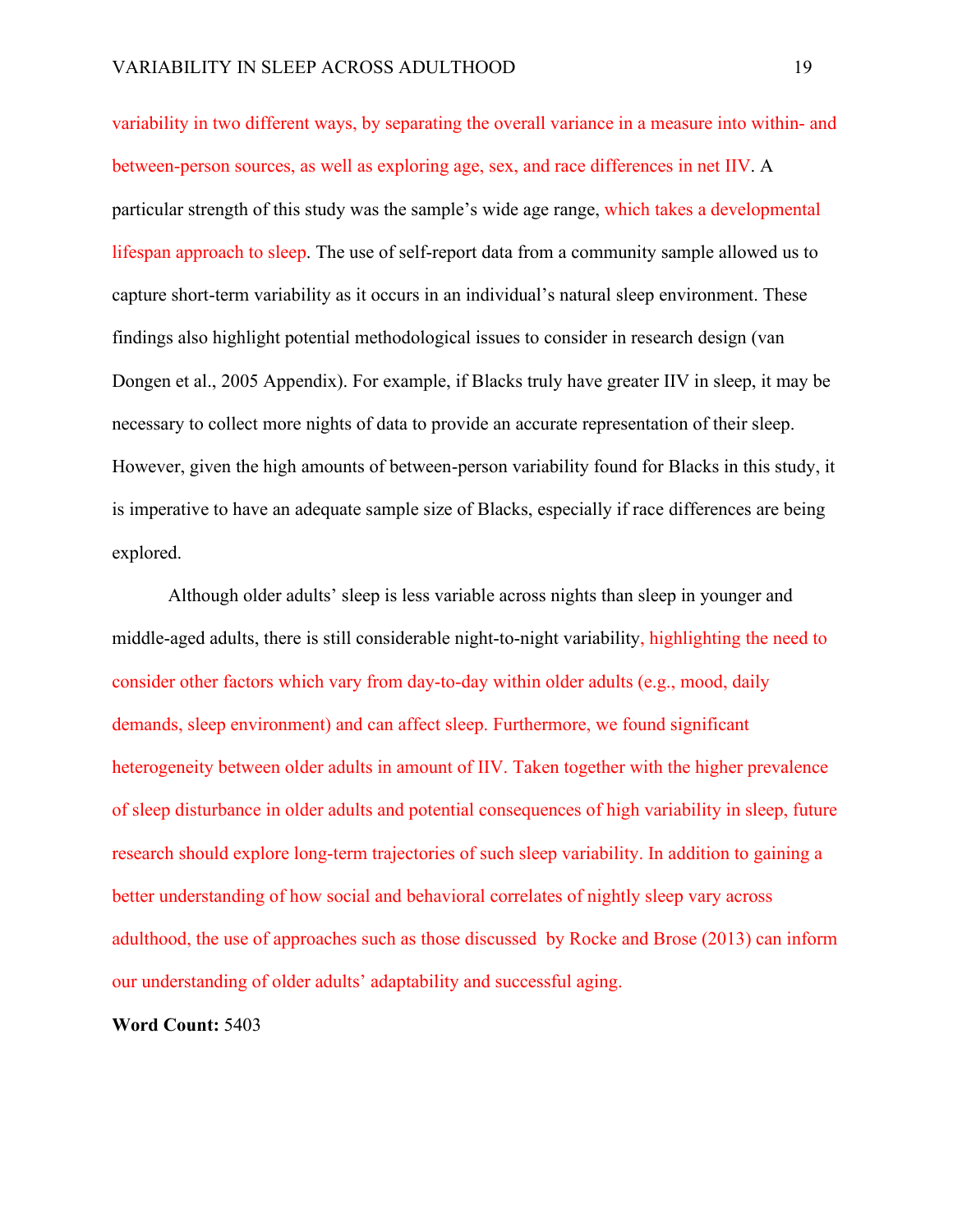variability in two different ways, by separating the overall variance in a measure into within- and between-person sources, as well as exploring age, sex, and race differences in net IIV. A particular strength of this study was the sample's wide age range, which takes a developmental lifespan approach to sleep. The use of self-report data from a community sample allowed us to capture short-term variability as it occurs in an individual's natural sleep environment. These findings also highlight potential methodological issues to consider in research design (van Dongen et al., 2005 Appendix). For example, if Blacks truly have greater IIV in sleep, it may be necessary to collect more nights of data to provide an accurate representation of their sleep. However, given the high amounts of between-person variability found for Blacks in this study, it is imperative to have an adequate sample size of Blacks, especially if race differences are being explored.

Although older adults' sleep is less variable across nights than sleep in younger and middle-aged adults, there is still considerable night-to-night variability, highlighting the need to consider other factors which vary from day-to-day within older adults (e.g., mood, daily demands, sleep environment) and can affect sleep. Furthermore, we found significant heterogeneity between older adults in amount of IIV. Taken together with the higher prevalence of sleep disturbance in older adults and potential consequences of high variability in sleep, future research should explore long-term trajectories of such sleep variability. In addition to gaining a better understanding of how social and behavioral correlates of nightly sleep vary across adulthood, the use of approaches such as those discussed by Rocke and Brose (2013) can inform our understanding of older adults' adaptability and successful aging.

**Word Count:** 5403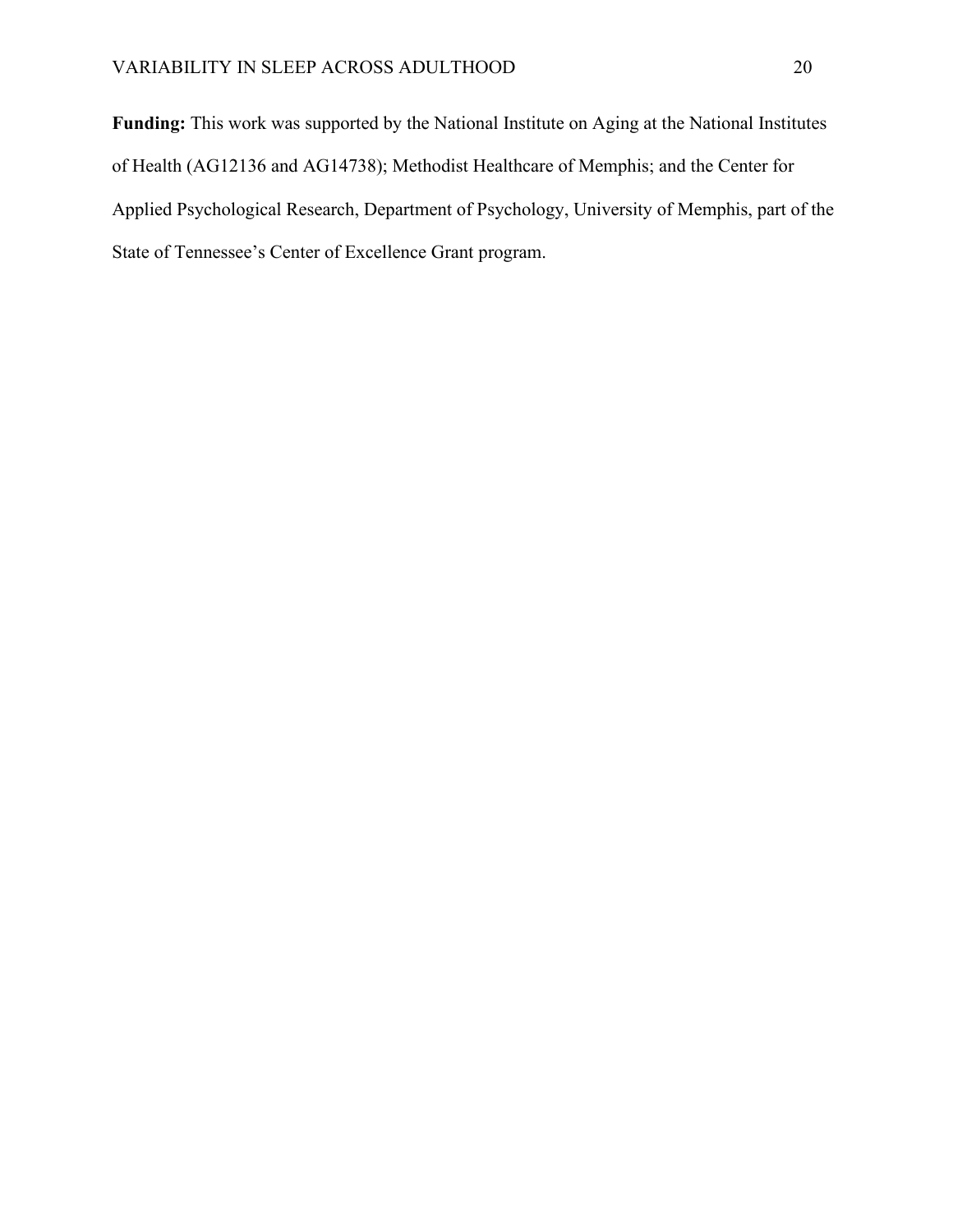**Funding:** This work was supported by the National Institute on Aging at the National Institutes of Health (AG12136 and AG14738); Methodist Healthcare of Memphis; and the Center for Applied Psychological Research, Department of Psychology, University of Memphis, part of the State of Tennessee's Center of Excellence Grant program.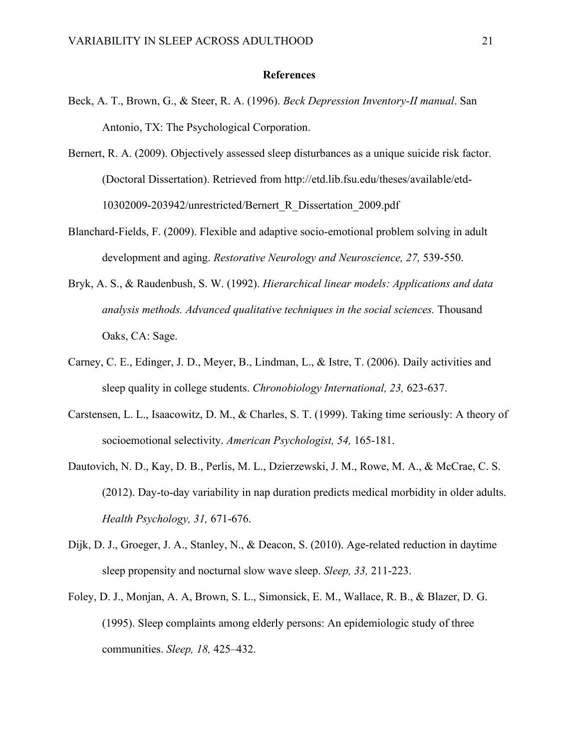## References

Beck, A. T., Brown, G., & Steer, R. A. (1996). *Beck Depression Inventory-II manual*. San Antonio, TX: The Psychological Corporation.

Bernert, R. A. (2009). Objectively assessed sleep disturbances as a unique suicide risk factor. (Doctoral Dissertation). Retrieved from http://etd.lib.fsu.edu/theses/available/etd-10302009-203942/unrestricted/Bernert_R_Dissertation_2009.pdf

Blanchard-Fields, F. (2009). Flexible and adaptive socio-emotional problem solving in adult development and aging. *Restorative Neurology and Neuroscience, 27,* 539-550.

Bryk, A. S., & Raudenbush, S. W. (1992). *Hierarchical linear models: Applications and data analysis methods. Advanced qualitative techniques in the social sciences.* Thousand Oaks, CA: Sage.

Carney, C. E., Edinger, J. D., Meyer, B., Lindman, L., & Istre, T. (2006). Daily activities and sleep quality in college students. *Chronobiology International, 23,* 623-637.

Carstensen, L. L., Isaacowitz, D. M., & Charles, S. T. (1999). Taking time seriously: A theory of socioemotional selectivity. *American Psychologist, 54,* 165-181.

Dautovich, N. D., Kay, D. B., Perlis, M. L., Dzierzewski, J. M., Rowe, M. A., & McCrae, C. S. (2012). Day-to-day variability in nap duration predicts medical morbidity in older adults. *Health Psychology, 31,* 671-676.

Dijk, D. J., Groeger, J. A., Stanley, N., & Deacon, S. (2010). Age-related reduction in daytime sleep propensity and nocturnal slow wave sleep. *Sleep, 33,* 211-223.

Foley, D. J., Monjan, A. A, Brown, S. L., Simonsick, E. M., Wallace, R. B., & Blazer, D. G. (1995). Sleep complaints among elderly persons: An epidemiologic study of three communities. *Sleep, 18,* 425–432.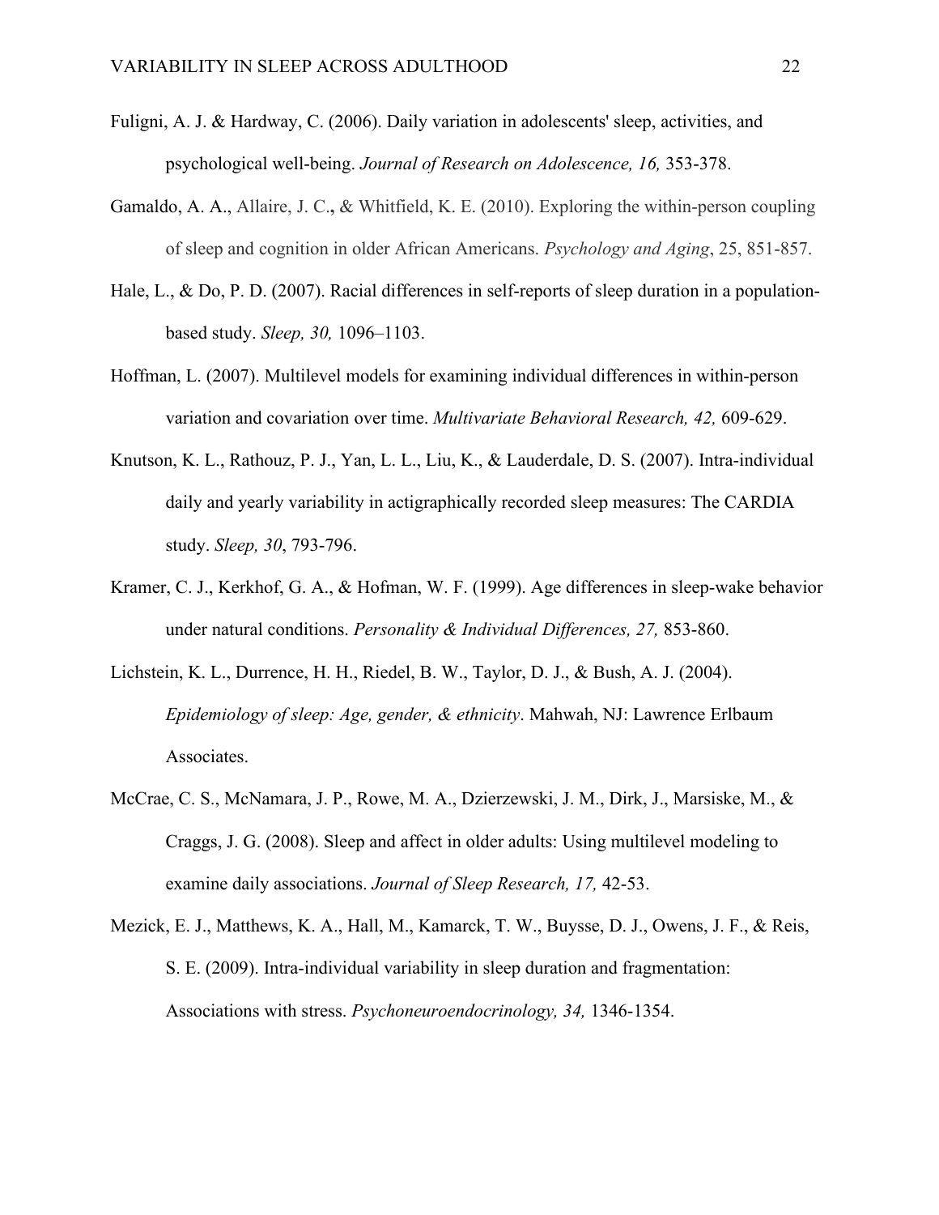Fuligni, A. J. & Hardway, C. (2006). Daily variation in adolescents' sleep, activities, and psychological well-being. *Journal of Research on Adolescence, 16,* 353-378.

Gamaldo, A. A., Allaire, J. C., & Whitfield, K. E. (2010). Exploring the within-person coupling of sleep and cognition in older African Americans. *Psychology and Aging*, 25, 851-857.

Hale, L., & Do, P. D. (2007). Racial differences in self-reports of sleep duration in a population-based study. *Sleep, 30,* 1096–1103.

Hoffman, L. (2007). Multilevel models for examining individual differences in within-person variation and covariation over time. *Multivariate Behavioral Research, 42,* 609-629.

Knutson, K. L., Rathouz, P. J., Yan, L. L., Liu, K., & Lauderdale, D. S. (2007). Intra-individual daily and yearly variability in actigraphically recorded sleep measures: The CARDIA study. *Sleep, 30*, 793-796.

Kramer, C. J., Kerkhof, G. A., & Hofman, W. F. (1999). Age differences in sleep-wake behavior under natural conditions. *Personality & Individual Differences, 27,* 853-860.

Lichstein, K. L., Durrence, H. H., Riedel, B. W., Taylor, D. J., & Bush, A. J. (2004). *Epidemiology of sleep: Age, gender, & ethnicity*. Mahwah, NJ: Lawrence Erlbaum Associates.

McCrae, C. S., McNamara, J. P., Rowe, M. A., Dzierzewski, J. M., Dirk, J., Marsiske, M., & Craggs, J. G. (2008). Sleep and affect in older adults: Using multilevel modeling to examine daily associations. *Journal of Sleep Research, 17,* 42-53.

Mezick, E. J., Matthews, K. A., Hall, M., Kamarck, T. W., Buysse, D. J., Owens, J. F., & Reis, S. E. (2009). Intra-individual variability in sleep duration and fragmentation: Associations with stress. *Psychoneuroendocrinology, 34,* 1346-1354.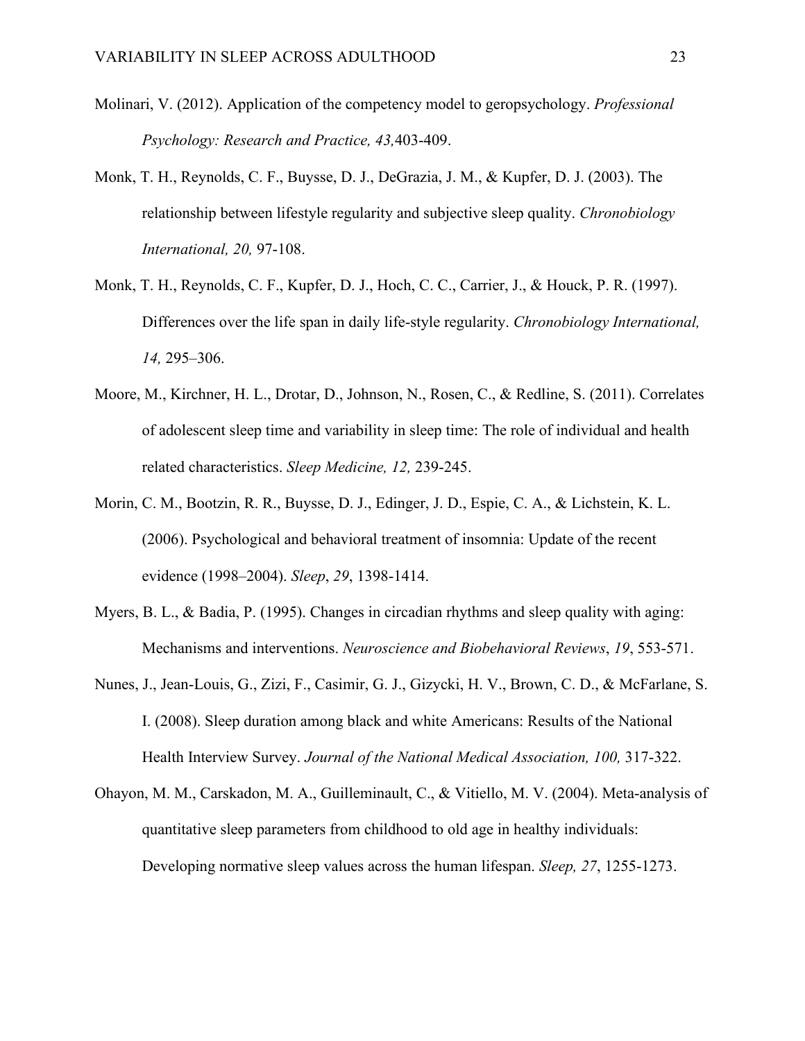Molinari, V. (2012). Application of the competency model to geropsychology. *Professional Psychology: Research and Practice, 43,*403-409.

Monk, T. H., Reynolds, C. F., Buysse, D. J., DeGrazia, J. M., & Kupfer, D. J. (2003). The relationship between lifestyle regularity and subjective sleep quality. *Chronobiology International, 20,* 97-108.

Monk, T. H., Reynolds, C. F., Kupfer, D. J., Hoch, C. C., Carrier, J., & Houck, P. R. (1997). Differences over the life span in daily life-style regularity. *Chronobiology International, 14,* 295–306.

Moore, M., Kirchner, H. L., Drotar, D., Johnson, N., Rosen, C., & Redline, S. (2011). Correlates of adolescent sleep time and variability in sleep time: The role of individual and health related characteristics. *Sleep Medicine, 12,* 239-245.

Morin, C. M., Bootzin, R. R., Buysse, D. J., Edinger, J. D., Espie, C. A., & Lichstein, K. L. (2006). Psychological and behavioral treatment of insomnia: Update of the recent evidence (1998–2004). *Sleep*, *29*, 1398-1414.

Myers, B. L., & Badia, P. (1995). Changes in circadian rhythms and sleep quality with aging: Mechanisms and interventions. *Neuroscience and Biobehavioral Reviews*, *19*, 553-571.

Nunes, J., Jean-Louis, G., Zizi, F., Casimir, G. J., Gizycki, H. V., Brown, C. D., & McFarlane, S. I. (2008). Sleep duration among black and white Americans: Results of the National Health Interview Survey. *Journal of the National Medical Association, 100,* 317-322.

Ohayon, M. M., Carskadon, M. A., Guilleminault, C., & Vitiello, M. V. (2004). Meta-analysis of quantitative sleep parameters from childhood to old age in healthy individuals: Developing normative sleep values across the human lifespan. *Sleep, 27*, 1255-1273.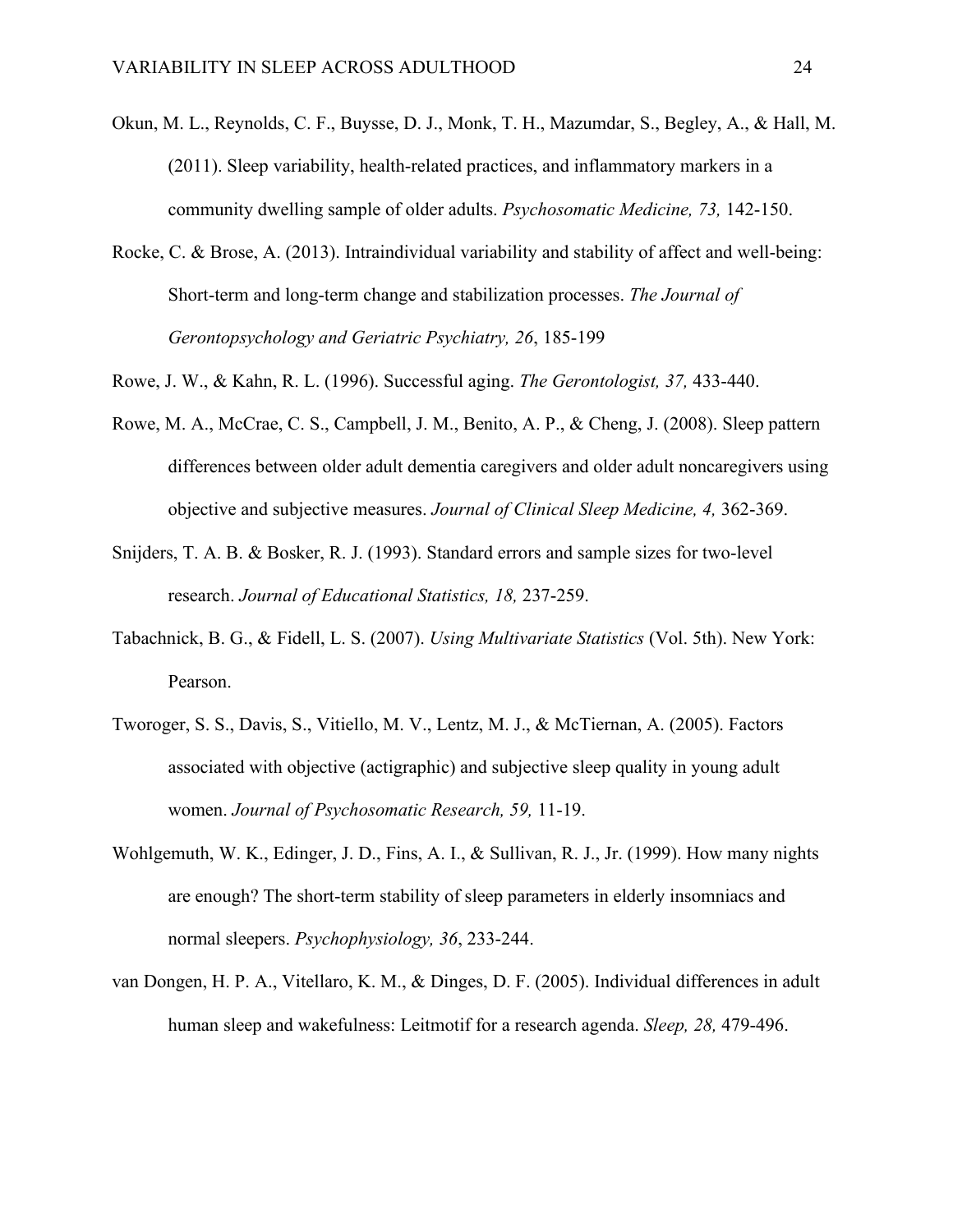Okun, M. L., Reynolds, C. F., Buysse, D. J., Monk, T. H., Mazumdar, S., Begley, A., & Hall, M. (2011). Sleep variability, health-related practices, and inflammatory markers in a community dwelling sample of older adults. *Psychosomatic Medicine, 73,* 142-150.

Rocke, C. & Brose, A. (2013). Intraindividual variability and stability of affect and well-being: Short-term and long-term change and stabilization processes. *The Journal of Gerontopsychology and Geriatric Psychiatry, 26*, 185-199

Rowe, J. W., & Kahn, R. L. (1996). Successful aging. *The Gerontologist, 37,* 433-440.

Rowe, M. A., McCrae, C. S., Campbell, J. M., Benito, A. P., & Cheng, J. (2008). Sleep pattern differences between older adult dementia caregivers and older adult noncaregivers using objective and subjective measures. *Journal of Clinical Sleep Medicine, 4,* 362-369.

Snijders, T. A. B. & Bosker, R. J. (1993). Standard errors and sample sizes for two-level research. *Journal of Educational Statistics, 18,* 237-259.

Tabachnick, B. G., & Fidell, L. S. (2007). *Using Multivariate Statistics* (Vol. 5th). New York: Pearson.

Tworoger, S. S., Davis, S., Vitiello, M. V., Lentz, M. J., & McTiernan, A. (2005). Factors associated with objective (actigraphic) and subjective sleep quality in young adult women. *Journal of Psychosomatic Research, 59,* 11-19.

Wohlgemuth, W. K., Edinger, J. D., Fins, A. I., & Sullivan, R. J., Jr. (1999). How many nights are enough? The short-term stability of sleep parameters in elderly insomniacs and normal sleepers. *Psychophysiology, 36*, 233-244.

van Dongen, H. P. A., Vitellaro, K. M., & Dinges, D. F. (2005). Individual differences in adult human sleep and wakefulness: Leitmotif for a research agenda. *Sleep, 28,* 479-496.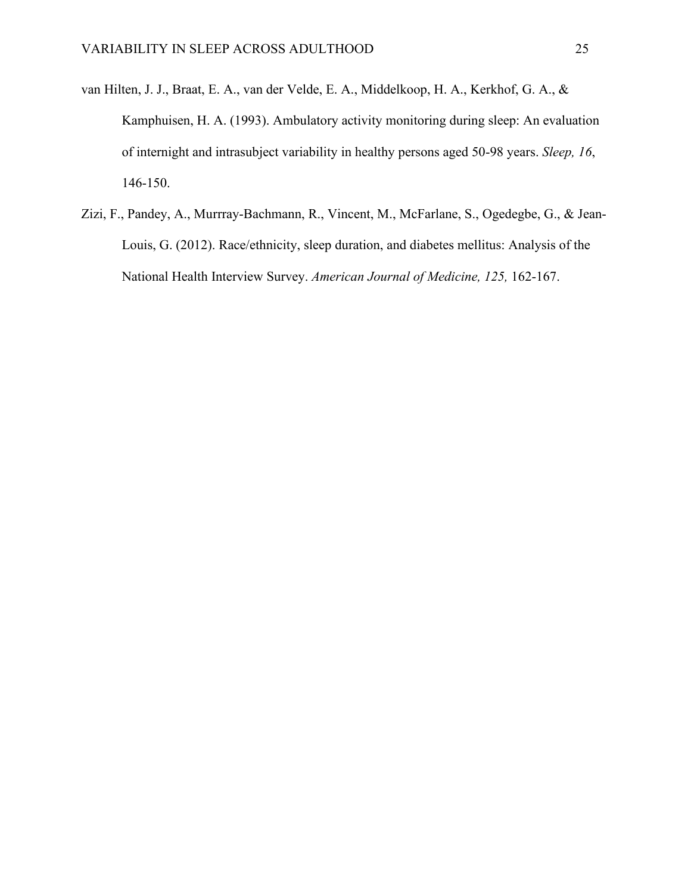van Hilten, J. J., Braat, E. A., van der Velde, E. A., Middelkoop, H. A., Kerkhof, G. A., & Kamphuisen, H. A. (1993). Ambulatory activity monitoring during sleep: An evaluation of internight and intrasubject variability in healthy persons aged 50-98 years. *Sleep, 16*, 146-150.

Zizi, F., Pandey, A., Murrray-Bachmann, R., Vincent, M., McFarlane, S., Ogedegbe, G., & Jean-Louis, G. (2012). Race/ethnicity, sleep duration, and diabetes mellitus: Analysis of the National Health Interview Survey. *American Journal of Medicine, 125,* 162-167.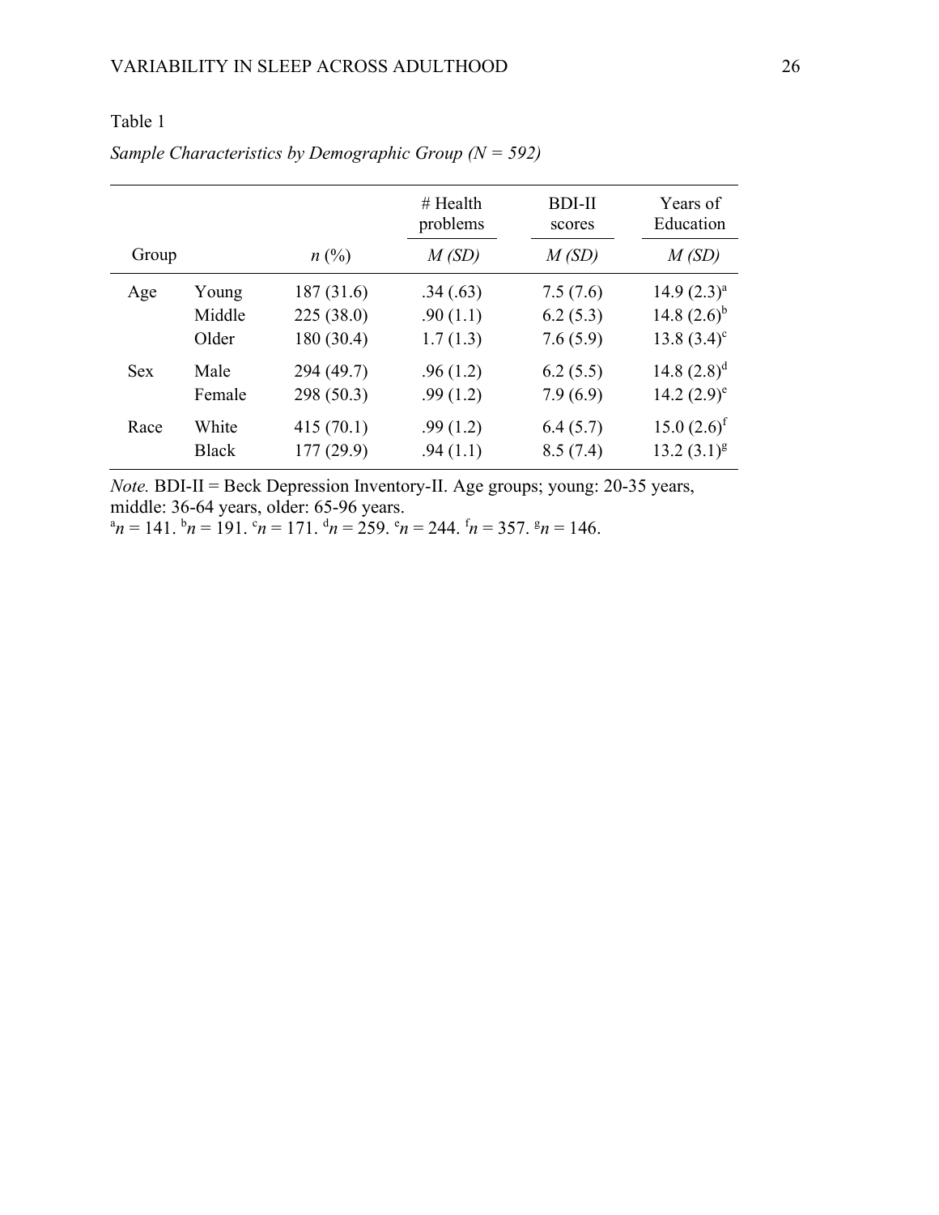Table 1

*Sample Characteristics by Demographic Group (N = 592)*

| Group | | *n* (%) | # Health problems | BDI-II scores | Years of Education |
|---|---|---|---|---|---|
| | | | *M (SD)* | *M (SD)* | *M (SD)* |
| Age | Young | 187 (31.6) | .34 (.63) | 7.5 (7.6) | 14.9 (2.3)[a] |
| | Middle | 225 (38.0) | .90 (1.1) | 6.2 (5.3) | 14.8 (2.6)[b] |
| | Older | 180 (30.4) | 1.7 (1.3) | 7.6 (5.9) | 13.8 (3.4)[c] |
| Sex | Male | 294 (49.7) | .96 (1.2) | 6.2 (5.5) | 14.8 (2.8)[d] |
| | Female | 298 (50.3) | .99 (1.2) | 7.9 (6.9) | 14.2 (2.9)[e] |
| Race | White | 415 (70.1) | .99 (1.2) | 6.4 (5.7) | 15.0 (2.6)[f] |
| | Black | 177 (29.9) | .94 (1.1) | 8.5 (7.4) | 13.2 (3.1)[g] |

*Note.* BDI-II = Beck Depression Inventory-II. Age groups; young: 20-35 years, middle: 36-64 years, older: 65-96 years.
[a]*n* = 141. [b]*n* = 191. [c]*n* = 171. [d]*n* = 259. [e]*n* = 244. [f]*n* = 357. [g]*n* = 146.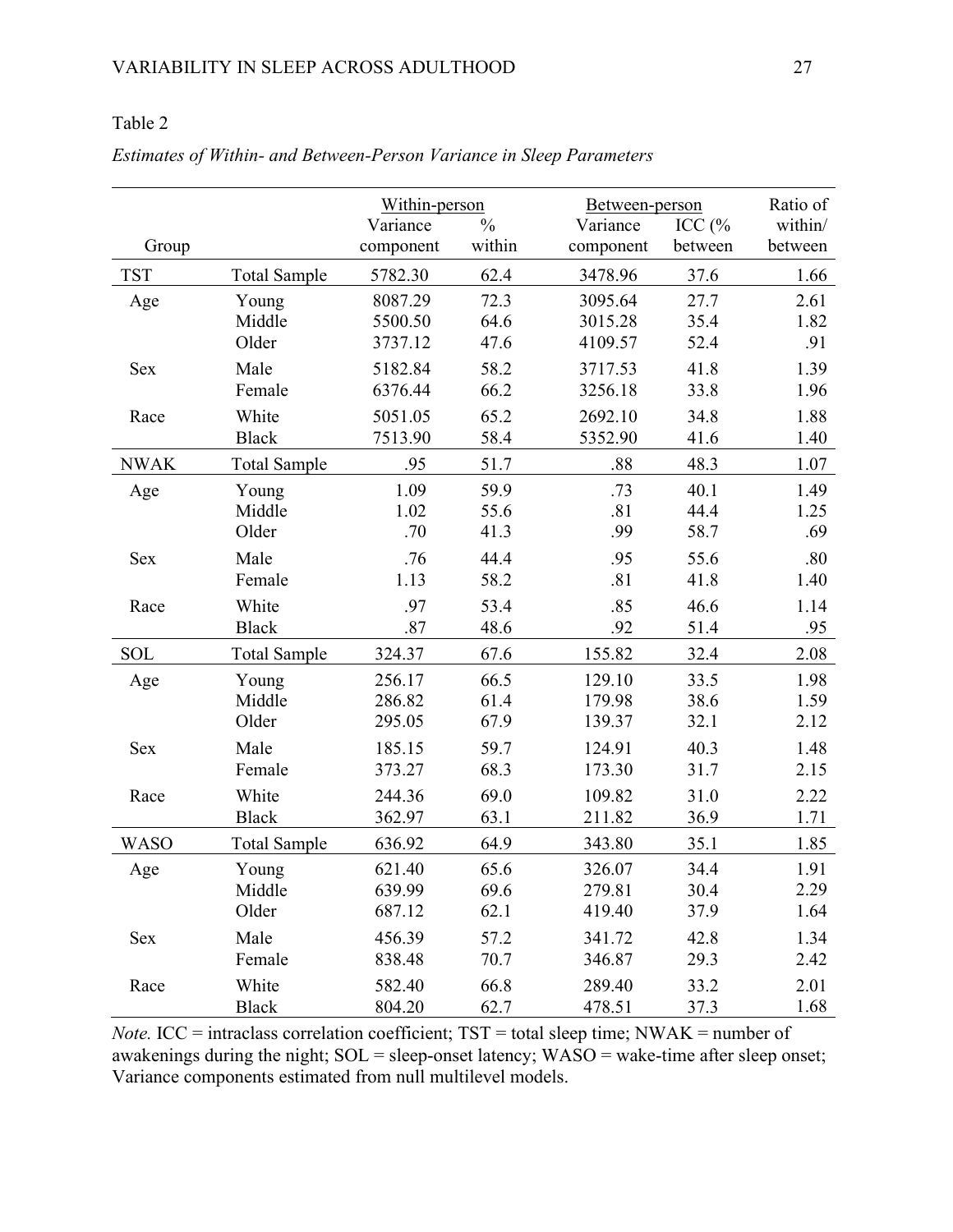Table 2

*Estimates of Within- and Between-Person Variance in Sleep Parameters*

| Group | | Within-person | | Between-person | | Ratio of |
|---|---|---|---|---|---|---|
| | | Variance component | % within | Variance component | ICC (% between | within/ between |
| TST | Total Sample | 5782.30 | 62.4 | 3478.96 | 37.6 | 1.66 |
| Age | Young | 8087.29 | 72.3 | 3095.64 | 27.7 | 2.61 |
| | Middle | 5500.50 | 64.6 | 3015.28 | 35.4 | 1.82 |
| | Older | 3737.12 | 47.6 | 4109.57 | 52.4 | .91 |
| Sex | Male | 5182.84 | 58.2 | 3717.53 | 41.8 | 1.39 |
| | Female | 6376.44 | 66.2 | 3256.18 | 33.8 | 1.96 |
| Race | White | 5051.05 | 65.2 | 2692.10 | 34.8 | 1.88 |
| | Black | 7513.90 | 58.4 | 5352.90 | 41.6 | 1.40 |
| NWAK | Total Sample | .95 | 51.7 | .88 | 48.3 | 1.07 |
| Age | Young | 1.09 | 59.9 | .73 | 40.1 | 1.49 |
| | Middle | 1.02 | 55.6 | .81 | 44.4 | 1.25 |
| | Older | .70 | 41.3 | .99 | 58.7 | .69 |
| Sex | Male | .76 | 44.4 | .95 | 55.6 | .80 |
| | Female | 1.13 | 58.2 | .81 | 41.8 | 1.40 |
| Race | White | .97 | 53.4 | .85 | 46.6 | 1.14 |
| | Black | .87 | 48.6 | .92 | 51.4 | .95 |
| SOL | Total Sample | 324.37 | 67.6 | 155.82 | 32.4 | 2.08 |
| Age | Young | 256.17 | 66.5 | 129.10 | 33.5 | 1.98 |
| | Middle | 286.82 | 61.4 | 179.98 | 38.6 | 1.59 |
| | Older | 295.05 | 67.9 | 139.37 | 32.1 | 2.12 |
| Sex | Male | 185.15 | 59.7 | 124.91 | 40.3 | 1.48 |
| | Female | 373.27 | 68.3 | 173.30 | 31.7 | 2.15 |
| Race | White | 244.36 | 69.0 | 109.82 | 31.0 | 2.22 |
| | Black | 362.97 | 63.1 | 211.82 | 36.9 | 1.71 |
| WASO | Total Sample | 636.92 | 64.9 | 343.80 | 35.1 | 1.85 |
| Age | Young | 621.40 | 65.6 | 326.07 | 34.4 | 1.91 |
| | Middle | 639.99 | 69.6 | 279.81 | 30.4 | 2.29 |
| | Older | 687.12 | 62.1 | 419.40 | 37.9 | 1.64 |
| Sex | Male | 456.39 | 57.2 | 341.72 | 42.8 | 1.34 |
| | Female | 838.48 | 70.7 | 346.87 | 29.3 | 2.42 |
| Race | White | 582.40 | 66.8 | 289.40 | 33.2 | 2.01 |
| | Black | 804.20 | 62.7 | 478.51 | 37.3 | 1.68 |

*Note.* ICC = intraclass correlation coefficient; TST = total sleep time; NWAK = number of awakenings during the night; SOL = sleep-onset latency; WASO = wake-time after sleep onset; Variance components estimated from null multilevel models.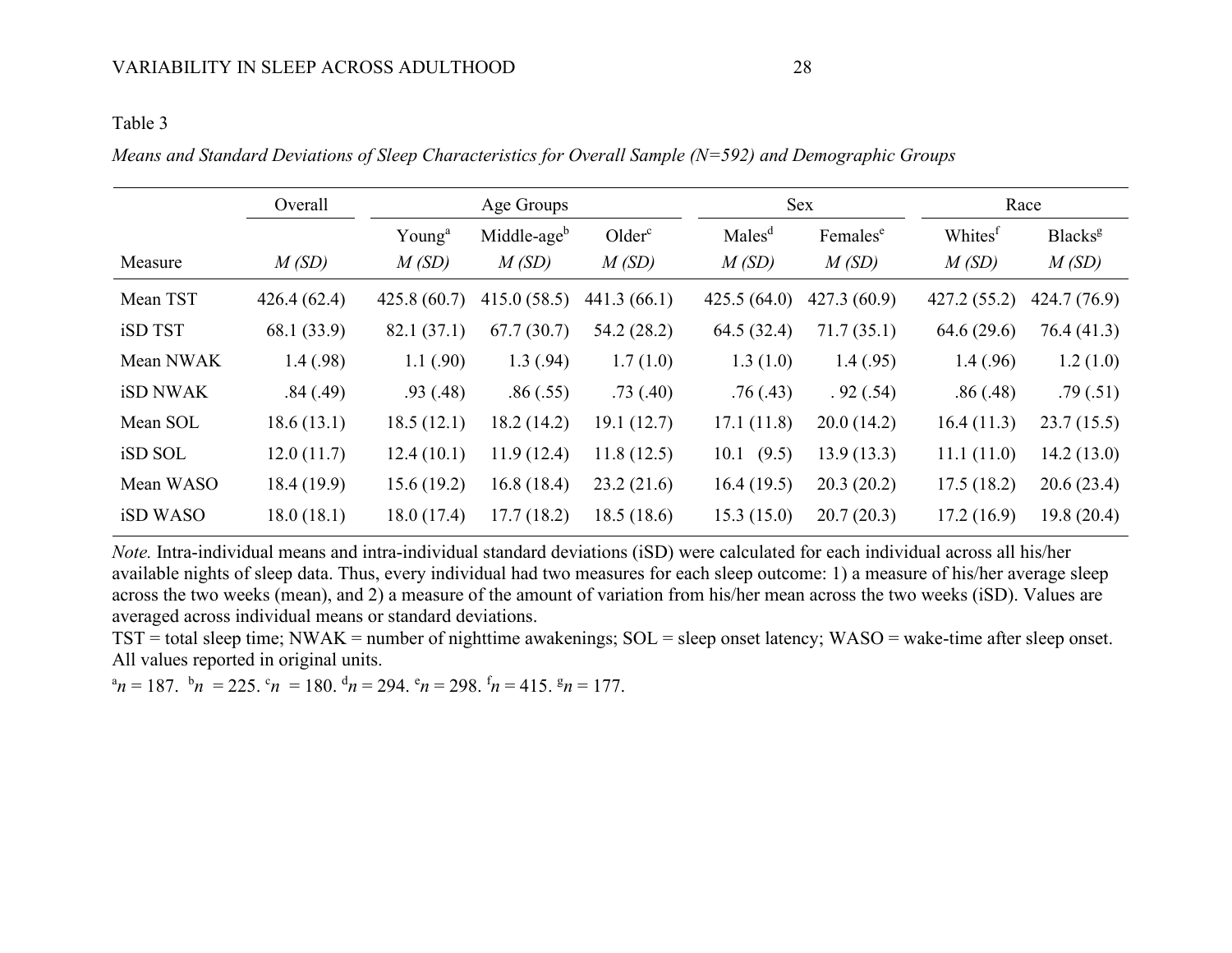Table 3

*Means and Standard Deviations of Sleep Characteristics for Overall Sample (N=592) and Demographic Groups*

| | Overall | Age Groups | | | Sex | | Race | |
|---|---|---|---|---|---|---|---|---|
| | | Young[a] | Middle-age[b] | Older[c] | Males[d] | Females[e] | Whites[f] | Blacks[g] |
| Measure | *M (SD)* | *M (SD)* | *M (SD)* | *M (SD)* | *M (SD)* | *M (SD)* | *M (SD)* | *M (SD)* |
| Mean TST | 426.4 (62.4) | 425.8 (60.7) | 415.0 (58.5) | 441.3 (66.1) | 425.5 (64.0) | 427.3 (60.9) | 427.2 (55.2) | 424.7 (76.9) |
| iSD TST | 68.1 (33.9) | 82.1 (37.1) | 67.7 (30.7) | 54.2 (28.2) | 64.5 (32.4) | 71.7 (35.1) | 64.6 (29.6) | 76.4 (41.3) |
| Mean NWAK | 1.4 (.98) | 1.1 (.90) | 1.3 (.94) | 1.7 (1.0) | 1.3 (1.0) | 1.4 (.95) | 1.4 (.96) | 1.2 (1.0) |
| iSD NWAK | .84 (.49) | .93 (.48) | .86 (.55) | .73 (.40) | .76 (.43) | . 92 (.54) | .86 (.48) | .79 (.51) |
| Mean SOL | 18.6 (13.1) | 18.5 (12.1) | 18.2 (14.2) | 19.1 (12.7) | 17.1 (11.8) | 20.0 (14.2) | 16.4 (11.3) | 23.7 (15.5) |
| iSD SOL | 12.0 (11.7) | 12.4 (10.1) | 11.9 (12.4) | 11.8 (12.5) | 10.1 (9.5) | 13.9 (13.3) | 11.1 (11.0) | 14.2 (13.0) |
| Mean WASO | 18.4 (19.9) | 15.6 (19.2) | 16.8 (18.4) | 23.2 (21.6) | 16.4 (19.5) | 20.3 (20.2) | 17.5 (18.2) | 20.6 (23.4) |
| iSD WASO | 18.0 (18.1) | 18.0 (17.4) | 17.7 (18.2) | 18.5 (18.6) | 15.3 (15.0) | 20.7 (20.3) | 17.2 (16.9) | 19.8 (20.4) |

*Note.* Intra-individual means and intra-individual standard deviations (iSD) were calculated for each individual across all his/her available nights of sleep data. Thus, every individual had two measures for each sleep outcome: 1) a measure of his/her average sleep across the two weeks (mean), and 2) a measure of the amount of variation from his/her mean across the two weeks (iSD). Values are averaged across individual means or standard deviations.

TST = total sleep time; NWAK = number of nighttime awakenings; SOL = sleep onset latency; WASO = wake-time after sleep onset. All values reported in original units.

[a]*n* = 187. [b]*n* = 225. [c]*n* = 180. [d]*n* = 294. [e]*n* = 298. [f]*n* = 415. [g]*n* = 177.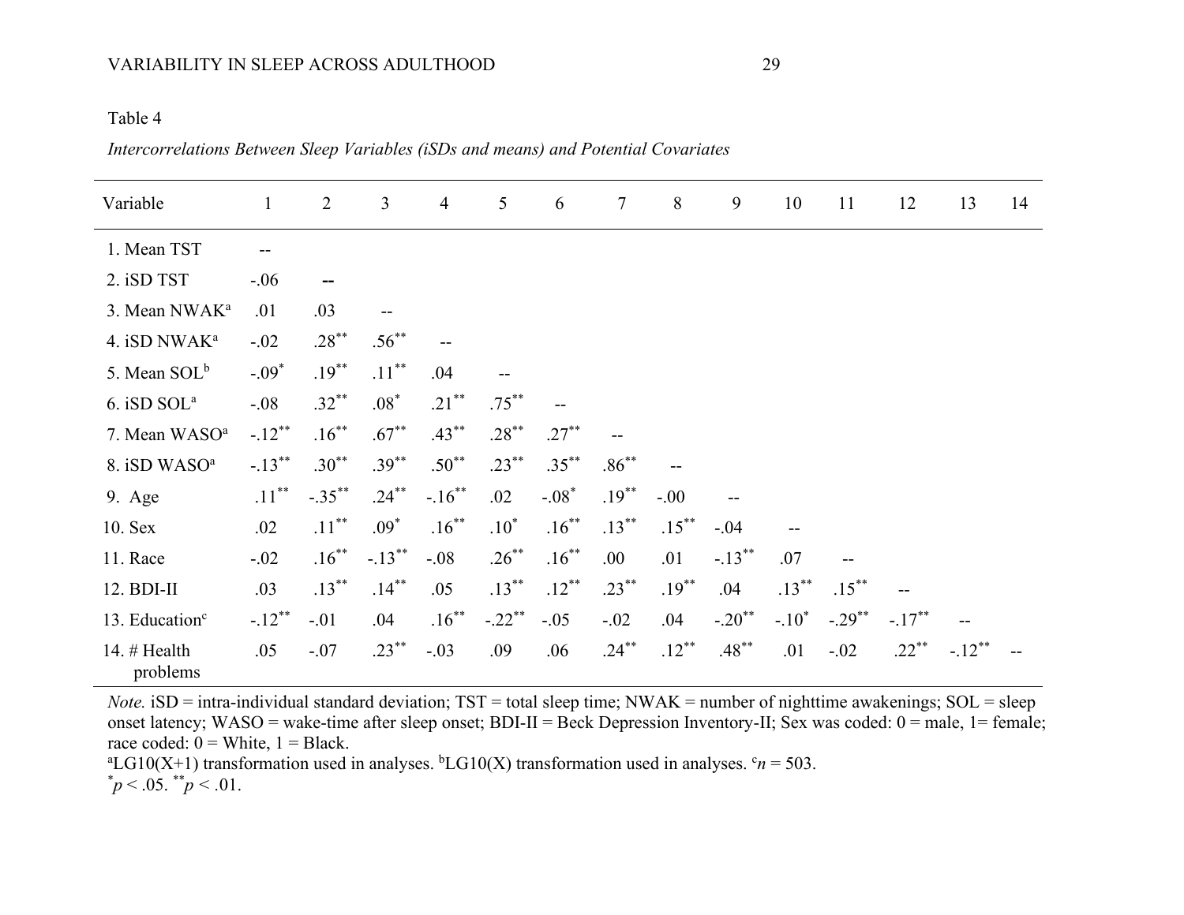Table 4

*Intercorrelations Between Sleep Variables (iSDs and means) and Potential Covariates*

| Variable | 1 | 2 | 3 | 4 | 5 | 6 | 7 | 8 | 9 | 10 | 11 | 12 | 13 | 14 |
|---|---|---|---|---|---|---|---|---|---|---|---|---|---|---|
| 1. Mean TST | -- | | | | | | | | | | | | | |
| 2. iSD TST | -.06 | -- | | | | | | | | | | | | |
| 3. Mean NWAK[a] | .01 | .03 | -- | | | | | | | | | | | |
| 4. iSD NWAK[a] | -.02 | .28** | .56** | -- | | | | | | | | | | |
| 5. Mean SOL[b] | -.09* | .19** | .11** | .04 | -- | | | | | | | | | |
| 6. iSD SOL[a] | -.08 | .32** | .08* | .21** | .75** | -- | | | | | | | | |
| 7. Mean WASO[a] | -.12** | .16** | .67** | .43** | .28** | .27** | -- | | | | | | | |
| 8. iSD WASO[a] | -.13** | .30** | .39** | .50** | .23** | .35** | .86** | -- | | | | | | |
| 9. Age | .11** | -.35** | .24** | -.16** | .02 | -.08* | .19** | -.00 | -- | | | | | |
| 10. Sex | .02 | .11** | .09* | .16** | .10* | .16** | .13** | .15** | -.04 | -- | | | | |
| 11. Race | -.02 | .16** | -.13** | -.08 | .26** | .16** | .00 | .01 | -.13** | .07 | -- | | | |
| 12. BDI-II | .03 | .13** | .14** | .05 | .13** | .12** | .23** | .19** | .04 | .13** | .15** | -- | | |
| 13. Education[c] | -.12** | -.01 | .04 | .16** | -.22** | -.05 | -.02 | .04 | -.20** | -.10* | -.29** | -.17** | -- | |
| 14. # Health problems | .05 | -.07 | .23** | -.03 | .09 | .06 | .24** | .12** | .48** | .01 | -.02 | .22** | -.12** | -- |

*Note.* iSD = intra-individual standard deviation; TST = total sleep time; NWAK = number of nighttime awakenings; SOL = sleep onset latency; WASO = wake-time after sleep onset; BDI-II = Beck Depression Inventory-II; Sex was coded: 0 = male, 1= female; race coded: 0 = White, 1 = Black.

[a]LG10(X+1) transformation used in analyses. [b]LG10(X) transformation used in analyses. [c]$n$ = 503.

*$p < .05$. **$p < .01$.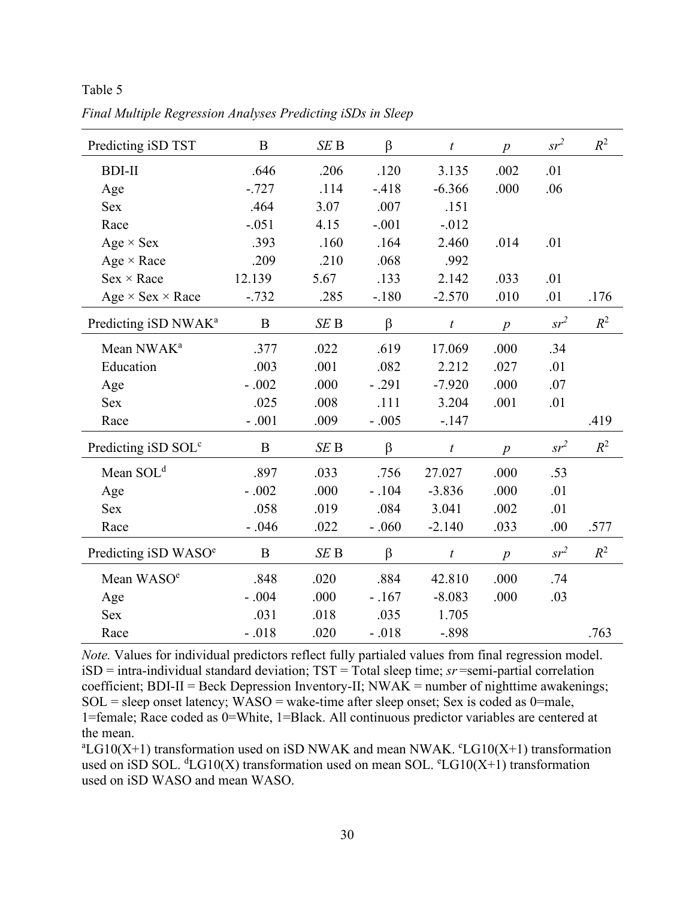Table 5

*Final Multiple Regression Analyses Predicting iSDs in Sleep*

| Predicting iSD TST | B | *SE* B | β | *t* | *p* | $sr^2$ | $R^2$ |
|---|---|---|---|---|---|---|---|
| BDI-II | .646 | .206 | .120 | 3.135 | .002 | .01 | |
| Age | -.727 | .114 | -.418 | -6.366 | .000 | .06 | |
| Sex | .464 | 3.07 | .007 | .151 | | | |
| Race | -.051 | 4.15 | -.001 | -.012 | | | |
| Age × Sex | .393 | .160 | .164 | 2.460 | .014 | .01 | |
| Age × Race | .209 | .210 | .068 | .992 | | | |
| Sex × Race | 12.139 | 5.67 | .133 | 2.142 | .033 | .01 | |
| Age × Sex × Race | -.732 | .285 | -.180 | -2.570 | .010 | .01 | .176 |
| **Predicting iSD NWAK[a]** | **B** | ***SE* B** | **β** | ***t*** | ***p*** | $sr^2$ | $R^2$ |
| Mean NWAK[a] | .377 | .022 | .619 | 17.069 | .000 | .34 | |
| Education | .003 | .001 | .082 | 2.212 | .027 | .01 | |
| Age | - .002 | .000 | - .291 | -7.920 | .000 | .07 | |
| Sex | .025 | .008 | .111 | 3.204 | .001 | .01 | |
| Race | - .001 | .009 | - .005 | -.147 | | | .419 |
| **Predicting iSD SOL[c]** | **B** | ***SE* B** | **β** | ***t*** | ***p*** | $sr^2$ | $R^2$ |
| Mean SOL[d] | .897 | .033 | .756 | 27.027 | .000 | .53 | |
| Age | - .002 | .000 | - .104 | -3.836 | .000 | .01 | |
| Sex | .058 | .019 | .084 | 3.041 | .002 | .01 | |
| Race | - .046 | .022 | - .060 | -2.140 | .033 | .00 | .577 |
| **Predicting iSD WASO[e]** | **B** | ***SE* B** | **β** | ***t*** | ***p*** | $sr^2$ | $R^2$ |
| Mean WASO[e] | .848 | .020 | .884 | 42.810 | .000 | .74 | |
| Age | - .004 | .000 | - .167 | -8.083 | .000 | .03 | |
| Sex | .031 | .018 | .035 | 1.705 | | | |
| Race | - .018 | .020 | - .018 | -.898 | | | .763 |

*Note.* Values for individual predictors reflect fully partialed values from final regression model. iSD = intra-individual standard deviation; TST = Total sleep time; *sr* =semi-partial correlation coefficient; BDI-II = Beck Depression Inventory-II; NWAK = number of nighttime awakenings; SOL = sleep onset latency; WASO = wake-time after sleep onset; Sex is coded as 0=male, 1=female; Race coded as 0=White, 1=Black. All continuous predictor variables are centered at the mean.

[a]LG10(X+1) transformation used on iSD NWAK and mean NWAK. [c]LG10(X+1) transformation used on iSD SOL. [d]LG10(X) transformation used on mean SOL. [e]LG10(X+1) transformation used on iSD WASO and mean WASO.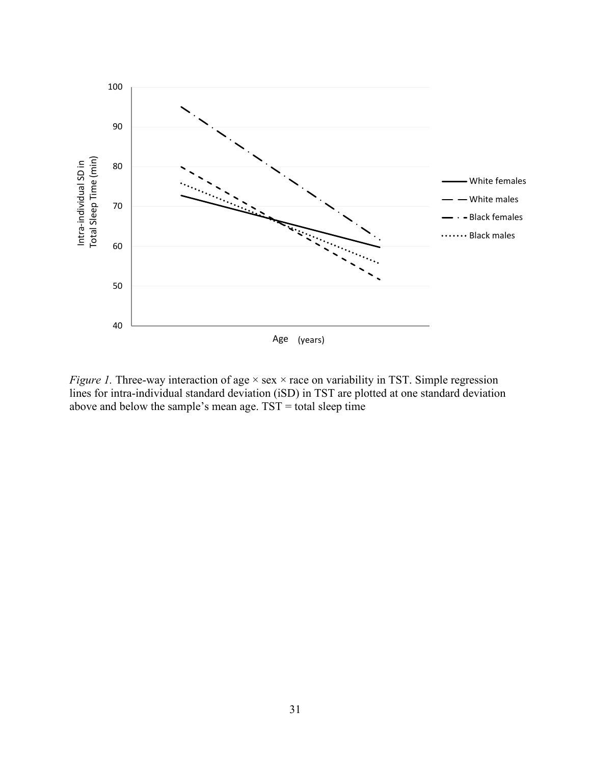100

90

80

70

60

50

40

Intra-individual SD in Total Sleep Time (min)

Age (years)

White females

White males

Black females

Black males

*Figure 1.* Three-way interaction of age × sex × race on variability in TST. Simple regression lines for intra-individual standard deviation (iSD) in TST are plotted at one standard deviation above and below the sample's mean age. TST = total sleep time